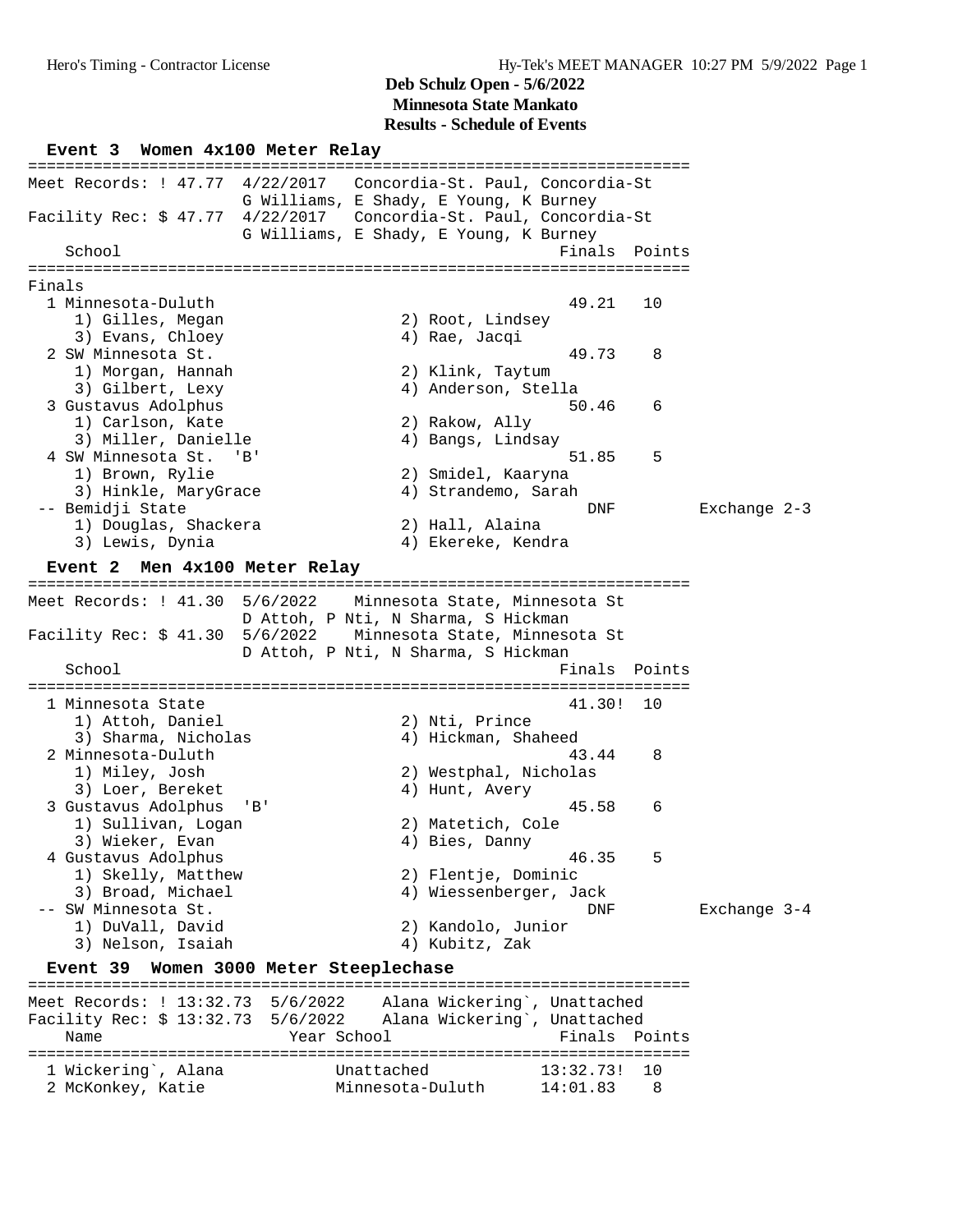# Deb Schulz Open - 5/6/2022
## Minnesota State Mankato
### Results - Schedule of Events

## Event 3 Women 4x100 Meter Relay

Meet Records: ! 47.77 4/22/2017 Concordia-St. Paul, Concordia-St
G Williams, E Shady, E Young, K Burney

Facility Rec: $ 47.77 4/22/2017 Concordia-St. Paul, Concordia-St
G Williams, E Shady, E Young, K Burney

Finals

| Place | School | Finals | Points | Note |
|---|---|---|---|---|
| 1 | Minnesota-Duluth | 49.21 | 10 | |
| | 1) Gilles, Megan; 2) Root, Lindsey; 3) Evans, Chloey; 4) Rae, Jacqi | | | |
| 2 | SW Minnesota St. | 49.73 | 8 | |
| | 1) Morgan, Hannah; 2) Klink, Taytum; 3) Gilbert, Lexy; 4) Anderson, Stella | | | |
| 3 | Gustavus Adolphus | 50.46 | 6 | |
| | 1) Carlson, Kate; 2) Rakow, Ally; 3) Miller, Danielle; 4) Bangs, Lindsay | | | |
| 4 | SW Minnesota St. 'B' | 51.85 | 5 | |
| | 1) Brown, Rylie; 2) Smidel, Kaaryna; 3) Hinkle, MaryGrace; 4) Strandemo, Sarah | | | |
| -- | Bemidji State | DNF | | Exchange 2-3 |
| | 1) Douglas, Shackera; 2) Hall, Alaina; 3) Lewis, Dynia; 4) Ekereke, Kendra | | | |

## Event 2 Men 4x100 Meter Relay

Meet Records: ! 41.30 5/6/2022 Minnesota State, Minnesota St
D Attoh, P Nti, N Sharma, S Hickman

Facility Rec: $ 41.30 5/6/2022 Minnesota State, Minnesota St
D Attoh, P Nti, N Sharma, S Hickman

| Place | School | Finals | Points | Note |
|---|---|---|---|---|
| 1 | Minnesota State | 41.30! | 10 | |
| | 1) Attoh, Daniel; 2) Nti, Prince; 3) Sharma, Nicholas; 4) Hickman, Shaheed | | | |
| 2 | Minnesota-Duluth | 43.44 | 8 | |
| | 1) Miley, Josh; 2) Westphal, Nicholas; 3) Loer, Bereket; 4) Hunt, Avery | | | |
| 3 | Gustavus Adolphus 'B' | 45.58 | 6 | |
| | 1) Sullivan, Logan; 2) Matetich, Cole; 3) Wieker, Evan; 4) Bies, Danny | | | |
| 4 | Gustavus Adolphus | 46.35 | 5 | |
| | 1) Skelly, Matthew; 2) Flentje, Dominic; 3) Broad, Michael; 4) Wiessenberger, Jack | | | |
| -- | SW Minnesota St. | DNF | | Exchange 3-4 |
| | 1) DuVall, David; 2) Kandolo, Junior; 3) Nelson, Isaiah; 4) Kubitz, Zak | | | |

## Event 39 Women 3000 Meter Steeplechase

Meet Records: ! 13:32.73 5/6/2022 Alana Wickering`, Unattached

Facility Rec: $ 13:32.73 5/6/2022 Alana Wickering`, Unattached

| Place | Name | Year | School | Finals | Points |
|---|---|---|---|---|---|
| 1 | Wickering`, Alana | | Unattached | 13:32.73! | 10 |
| 2 | McKonkey, Katie | | Minnesota-Duluth | 14:01.83 | 8 |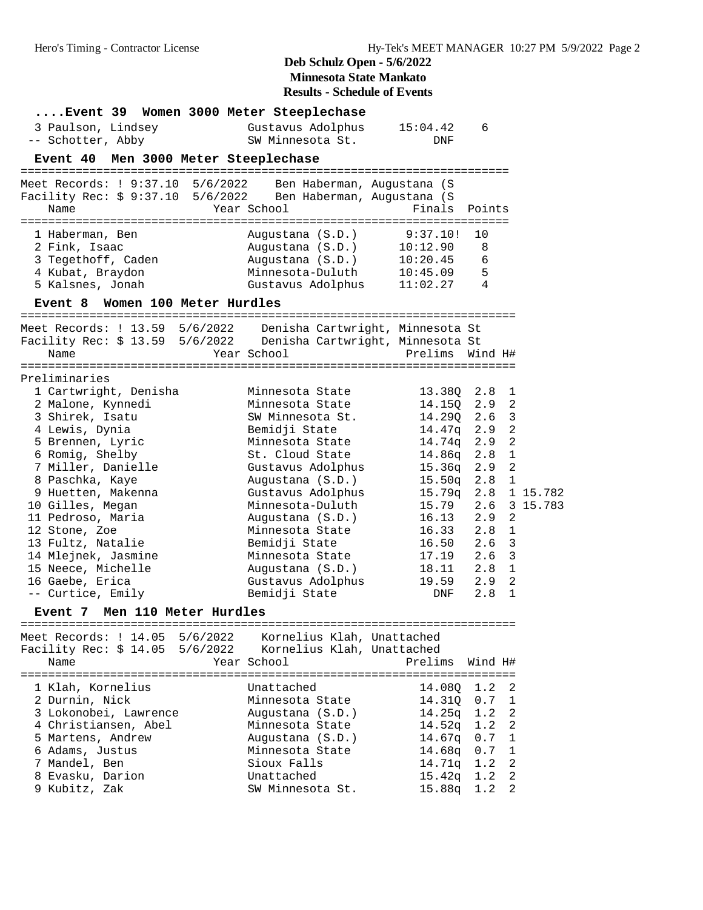Deb Schulz Open - 5/6/2022
Minnesota State Mankato
Results - Schedule of Events

### ....Event 39 Women 3000 Meter Steeplechase

| Place | Name | School | Finals | Points |
|---|---|---|---|---|
| 3 | Paulson, Lindsey | Gustavus Adolphus | 15:04.42 | 6 |
| -- | Schotter, Abby | SW Minnesota St. | DNF | |

### Event 40 Men 3000 Meter Steeplechase

Meet Records: ! 9:37.10 5/6/2022 Ben Haberman, Augustana (S
Facility Rec: $ 9:37.10 5/6/2022 Ben Haberman, Augustana (S

| Place | Name | Year | School | Finals | Points |
|---|---|---|---|---|---|
| 1 | Haberman, Ben | | Augustana (S.D.) | 9:37.10! | 10 |
| 2 | Fink, Isaac | | Augustana (S.D.) | 10:12.90 | 8 |
| 3 | Tegethoff, Caden | | Augustana (S.D.) | 10:20.45 | 6 |
| 4 | Kubat, Braydon | | Minnesota-Duluth | 10:45.09 | 5 |
| 5 | Kalsnes, Jonah | | Gustavus Adolphus | 11:02.27 | 4 |

### Event 8 Women 100 Meter Hurdles

Meet Records: ! 13.59 5/6/2022 Denisha Cartwright, Minnesota St
Facility Rec: $ 13.59 5/6/2022 Denisha Cartwright, Minnesota St

Preliminaries

| Place | Name | Year | School | Prelims | Wind | H# | |
|---|---|---|---|---|---|---|---|
| 1 | Cartwright, Denisha | | Minnesota State | 13.38Q | 2.8 | 1 | |
| 2 | Malone, Kynnedi | | Minnesota State | 14.15Q | 2.9 | 2 | |
| 3 | Shirek, Isatu | | SW Minnesota St. | 14.29Q | 2.6 | 3 | |
| 4 | Lewis, Dynia | | Bemidji State | 14.47q | 2.9 | 2 | |
| 5 | Brennen, Lyric | | Minnesota State | 14.74q | 2.9 | 2 | |
| 6 | Romig, Shelby | | St. Cloud State | 14.86q | 2.8 | 1 | |
| 7 | Miller, Danielle | | Gustavus Adolphus | 15.36q | 2.9 | 2 | |
| 8 | Paschka, Kaye | | Augustana (S.D.) | 15.50q | 2.8 | 1 | |
| 9 | Huetten, Makenna | | Gustavus Adolphus | 15.79q | 2.8 | 1 | 15.782 |
| 10 | Gilles, Megan | | Minnesota-Duluth | 15.79 | 2.6 | 3 | 15.783 |
| 11 | Pedroso, Maria | | Augustana (S.D.) | 16.13 | 2.9 | 2 | |
| 12 | Stone, Zoe | | Minnesota State | 16.33 | 2.8 | 1 | |
| 13 | Fultz, Natalie | | Bemidji State | 16.50 | 2.6 | 3 | |
| 14 | Mlejnek, Jasmine | | Minnesota State | 17.19 | 2.6 | 3 | |
| 15 | Neece, Michelle | | Augustana (S.D.) | 18.11 | 2.8 | 1 | |
| 16 | Gaebe, Erica | | Gustavus Adolphus | 19.59 | 2.9 | 2 | |
| -- | Curtice, Emily | | Bemidji State | DNF | 2.8 | 1 | |

### Event 7 Men 110 Meter Hurdles

Meet Records: ! 14.05 5/6/2022 Kornelius Klah, Unattached
Facility Rec: $ 14.05 5/6/2022 Kornelius Klah, Unattached

| Place | Name | Year | School | Prelims | Wind | H# |
|---|---|---|---|---|---|---|
| 1 | Klah, Kornelius | | Unattached | 14.08Q | 1.2 | 2 |
| 2 | Durnin, Nick | | Minnesota State | 14.31Q | 0.7 | 1 |
| 3 | Lokonobei, Lawrence | | Augustana (S.D.) | 14.25q | 1.2 | 2 |
| 4 | Christiansen, Abel | | Minnesota State | 14.52q | 1.2 | 2 |
| 5 | Martens, Andrew | | Augustana (S.D.) | 14.67q | 0.7 | 1 |
| 6 | Adams, Justus | | Minnesota State | 14.68q | 0.7 | 1 |
| 7 | Mandel, Ben | | Sioux Falls | 14.71q | 1.2 | 2 |
| 8 | Evasku, Darion | | Unattached | 15.42q | 1.2 | 2 |
| 9 | Kubitz, Zak | | SW Minnesota St. | 15.88q | 1.2 | 2 |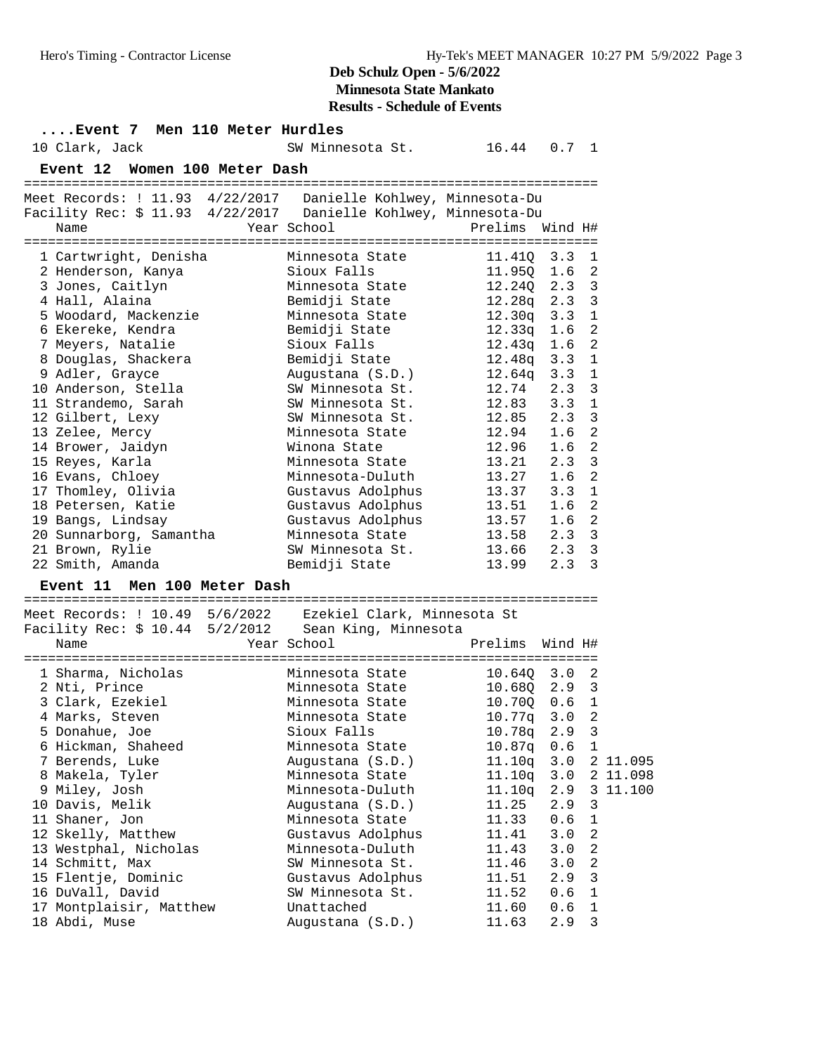## Deb Schulz Open - 5/6/2022
### Minnesota State Mankato
### Results - Schedule of Events

### ....Event 7 Men 110 Meter Hurdles

| Place | Name | Year | School | Prelims | Wind | H# |
|---|---|---|---|---|---|---|
| 10 | Clark, Jack | | SW Minnesota St. | 16.44 | 0.7 | 1 |

### Event 12 Women 100 Meter Dash

Meet Records: ! 11.93 4/22/2017 Danielle Kohlwey, Minnesota-Du
Facility Rec: $ 11.93 4/22/2017 Danielle Kohlwey, Minnesota-Du

| Place | Name | Year | School | Prelims | Wind | H# |
|---|---|---|---|---|---|---|
| 1 | Cartwright, Denisha | | Minnesota State | 11.41Q | 3.3 | 1 |
| 2 | Henderson, Kanya | | Sioux Falls | 11.95Q | 1.6 | 2 |
| 3 | Jones, Caitlyn | | Minnesota State | 12.24Q | 2.3 | 3 |
| 4 | Hall, Alaina | | Bemidji State | 12.28q | 2.3 | 3 |
| 5 | Woodard, Mackenzie | | Minnesota State | 12.30q | 3.3 | 1 |
| 6 | Ekereke, Kendra | | Bemidji State | 12.33q | 1.6 | 2 |
| 7 | Meyers, Natalie | | Sioux Falls | 12.43q | 1.6 | 2 |
| 8 | Douglas, Shackera | | Bemidji State | 12.48q | 3.3 | 1 |
| 9 | Adler, Grayce | | Augustana (S.D.) | 12.64q | 3.3 | 1 |
| 10 | Anderson, Stella | | SW Minnesota St. | 12.74 | 2.3 | 3 |
| 11 | Strandemo, Sarah | | SW Minnesota St. | 12.83 | 3.3 | 1 |
| 12 | Gilbert, Lexy | | SW Minnesota St. | 12.85 | 2.3 | 3 |
| 13 | Zelee, Mercy | | Minnesota State | 12.94 | 1.6 | 2 |
| 14 | Brower, Jaidyn | | Winona State | 12.96 | 1.6 | 2 |
| 15 | Reyes, Karla | | Minnesota State | 13.21 | 2.3 | 3 |
| 16 | Evans, Chloey | | Minnesota-Duluth | 13.27 | 1.6 | 2 |
| 17 | Thomley, Olivia | | Gustavus Adolphus | 13.37 | 3.3 | 1 |
| 18 | Petersen, Katie | | Gustavus Adolphus | 13.51 | 1.6 | 2 |
| 19 | Bangs, Lindsay | | Gustavus Adolphus | 13.57 | 1.6 | 2 |
| 20 | Sunnarborg, Samantha | | Minnesota State | 13.58 | 2.3 | 3 |
| 21 | Brown, Rylie | | SW Minnesota St. | 13.66 | 2.3 | 3 |
| 22 | Smith, Amanda | | Bemidji State | 13.99 | 2.3 | 3 |

### Event 11 Men 100 Meter Dash

Meet Records: ! 10.49 5/6/2022 Ezekiel Clark, Minnesota St
Facility Rec: $ 10.44 5/2/2012 Sean King, Minnesota

| Place | Name | Year | School | Prelims | Wind | H# | |
|---|---|---|---|---|---|---|---|
| 1 | Sharma, Nicholas | | Minnesota State | 10.64Q | 3.0 | 2 | |
| 2 | Nti, Prince | | Minnesota State | 10.68Q | 2.9 | 3 | |
| 3 | Clark, Ezekiel | | Minnesota State | 10.70Q | 0.6 | 1 | |
| 4 | Marks, Steven | | Minnesota State | 10.77q | 3.0 | 2 | |
| 5 | Donahue, Joe | | Sioux Falls | 10.78q | 2.9 | 3 | |
| 6 | Hickman, Shaheed | | Minnesota State | 10.87q | 0.6 | 1 | |
| 7 | Berends, Luke | | Augustana (S.D.) | 11.10q | 3.0 | 2 | 11.095 |
| 8 | Makela, Tyler | | Minnesota State | 11.10q | 3.0 | 2 | 11.098 |
| 9 | Miley, Josh | | Minnesota-Duluth | 11.10q | 2.9 | 3 | 11.100 |
| 10 | Davis, Melik | | Augustana (S.D.) | 11.25 | 2.9 | 3 | |
| 11 | Shaner, Jon | | Minnesota State | 11.33 | 0.6 | 1 | |
| 12 | Skelly, Matthew | | Gustavus Adolphus | 11.41 | 3.0 | 2 | |
| 13 | Westphal, Nicholas | | Minnesota-Duluth | 11.43 | 3.0 | 2 | |
| 14 | Schmitt, Max | | SW Minnesota St. | 11.46 | 3.0 | 2 | |
| 15 | Flentje, Dominic | | Gustavus Adolphus | 11.51 | 2.9 | 3 | |
| 16 | DuVall, David | | SW Minnesota St. | 11.52 | 0.6 | 1 | |
| 17 | Montplaisir, Matthew | | Unattached | 11.60 | 0.6 | 1 | |
| 18 | Abdi, Muse | | Augustana (S.D.) | 11.63 | 2.9 | 3 | |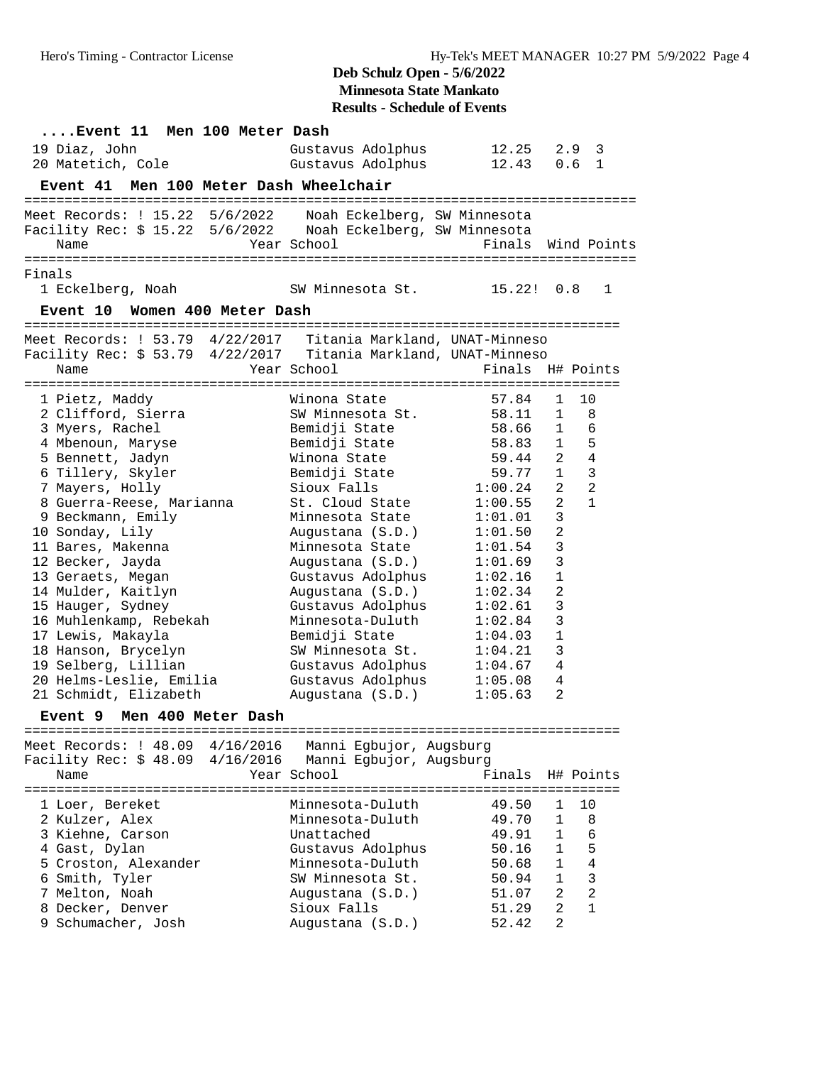# Deb Schulz Open - 5/6/2022
## Minnesota State Mankato
### Results - Schedule of Events

### ....Event 11 Men 100 Meter Dash

| Place | Name | Year | School | Finals | Wind | Points |
|---|---|---|---|---|---|---|
| 19 | Diaz, John | | Gustavus Adolphus | 12.25 | 2.9 | 3 |
| 20 | Matetich, Cole | | Gustavus Adolphus | 12.43 | 0.6 | 1 |

### Event 41 Men 100 Meter Dash Wheelchair

Meet Records: ! 15.22 5/6/2022 Noah Eckelberg, SW Minnesota
Facility Rec: $ 15.22 5/6/2022 Noah Eckelberg, SW Minnesota

Finals

| Place | Name | Year | School | Finals | Wind | Points |
|---|---|---|---|---|---|---|
| 1 | Eckelberg, Noah | | SW Minnesota St. | 15.22! | 0.8 | 1 |

### Event 10 Women 400 Meter Dash

Meet Records: ! 53.79 4/22/2017 Titania Markland, UNAT-Minneso
Facility Rec: $ 53.79 4/22/2017 Titania Markland, UNAT-Minneso

| Place | Name | Year | School | Finals | H# | Points |
|---|---|---|---|---|---|---|
| 1 | Pietz, Maddy | | Winona State | 57.84 | 1 | 10 |
| 2 | Clifford, Sierra | | SW Minnesota St. | 58.11 | 1 | 8 |
| 3 | Myers, Rachel | | Bemidji State | 58.66 | 1 | 6 |
| 4 | Mbenoun, Maryse | | Bemidji State | 58.83 | 1 | 5 |
| 5 | Bennett, Jadyn | | Winona State | 59.44 | 2 | 4 |
| 6 | Tillery, Skyler | | Bemidji State | 59.77 | 1 | 3 |
| 7 | Mayers, Holly | | Sioux Falls | 1:00.24 | 2 | 2 |
| 8 | Guerra-Reese, Marianna | | St. Cloud State | 1:00.55 | 2 | 1 |
| 9 | Beckmann, Emily | | Minnesota State | 1:01.01 | 3 | |
| 10 | Sonday, Lily | | Augustana (S.D.) | 1:01.50 | 2 | |
| 11 | Bares, Makenna | | Minnesota State | 1:01.54 | 3 | |
| 12 | Becker, Jayda | | Augustana (S.D.) | 1:01.69 | 3 | |
| 13 | Geraets, Megan | | Gustavus Adolphus | 1:02.16 | 1 | |
| 14 | Mulder, Kaitlyn | | Augustana (S.D.) | 1:02.34 | 2 | |
| 15 | Hauger, Sydney | | Gustavus Adolphus | 1:02.61 | 3 | |
| 16 | Muhlenkamp, Rebekah | | Minnesota-Duluth | 1:02.84 | 3 | |
| 17 | Lewis, Makayla | | Bemidji State | 1:04.03 | 1 | |
| 18 | Hanson, Brycelyn | | SW Minnesota St. | 1:04.21 | 3 | |
| 19 | Selberg, Lillian | | Gustavus Adolphus | 1:04.67 | 4 | |
| 20 | Helms-Leslie, Emilia | | Gustavus Adolphus | 1:05.08 | 4 | |
| 21 | Schmidt, Elizabeth | | Augustana (S.D.) | 1:05.63 | 2 | |

### Event 9 Men 400 Meter Dash

Meet Records: ! 48.09 4/16/2016 Manni Egbujor, Augsburg
Facility Rec: $ 48.09 4/16/2016 Manni Egbujor, Augsburg

| Place | Name | Year | School | Finals | H# | Points |
|---|---|---|---|---|---|---|
| 1 | Loer, Bereket | | Minnesota-Duluth | 49.50 | 1 | 10 |
| 2 | Kulzer, Alex | | Minnesota-Duluth | 49.70 | 1 | 8 |
| 3 | Kiehne, Carson | | Unattached | 49.91 | 1 | 6 |
| 4 | Gast, Dylan | | Gustavus Adolphus | 50.16 | 1 | 5 |
| 5 | Croston, Alexander | | Minnesota-Duluth | 50.68 | 1 | 4 |
| 6 | Smith, Tyler | | SW Minnesota St. | 50.94 | 1 | 3 |
| 7 | Melton, Noah | | Augustana (S.D.) | 51.07 | 2 | 2 |
| 8 | Decker, Denver | | Sioux Falls | 51.29 | 2 | 1 |
| 9 | Schumacher, Josh | | Augustana (S.D.) | 52.42 | 2 | |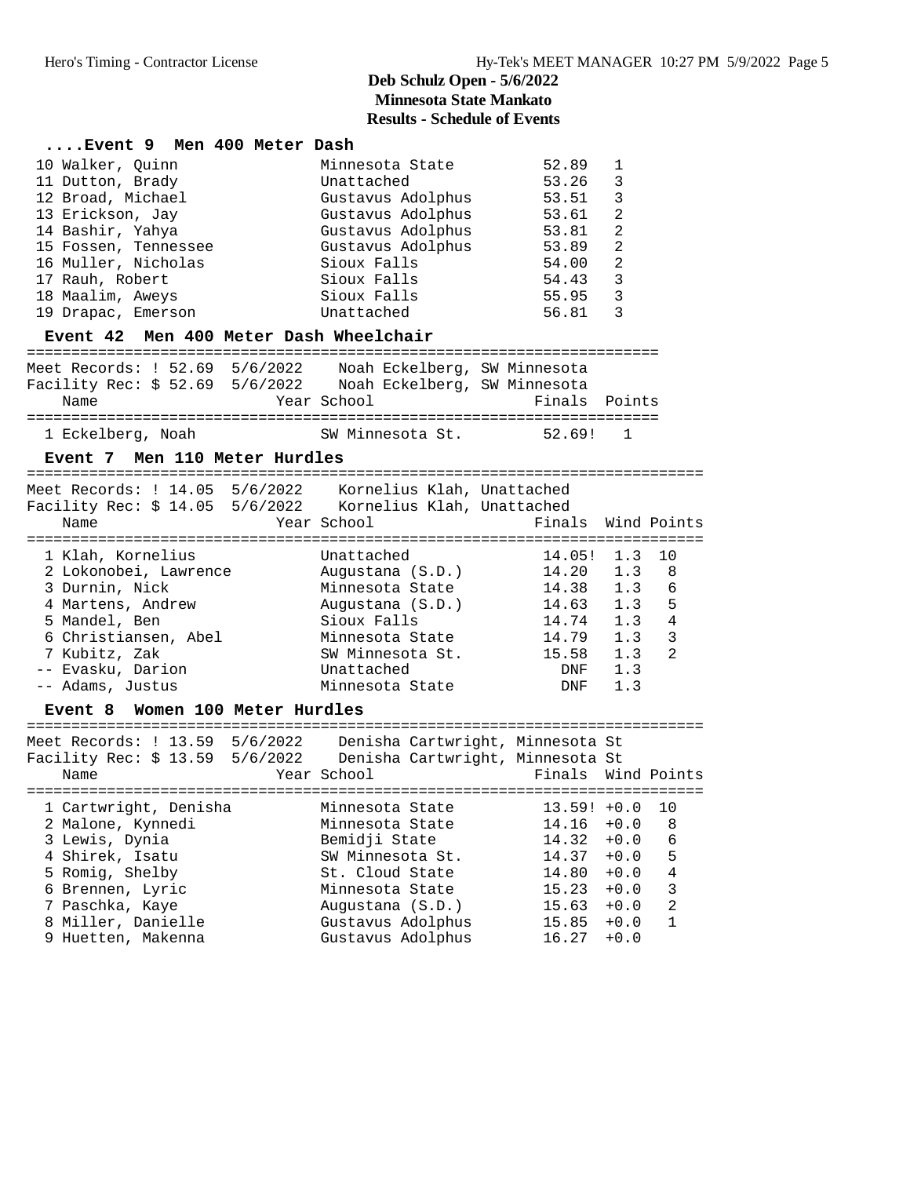## Deb Schulz Open - 5/6/2022
## Minnesota State Mankato
## Results - Schedule of Events

### ....Event 9 Men 400 Meter Dash

| Place | Name | Year | School | Finals | H# |
|---|---|---|---|---|---|
| 10 | Walker, Quinn | | Minnesota State | 52.89 | 1 |
| 11 | Dutton, Brady | | Unattached | 53.26 | 3 |
| 12 | Broad, Michael | | Gustavus Adolphus | 53.51 | 3 |
| 13 | Erickson, Jay | | Gustavus Adolphus | 53.61 | 2 |
| 14 | Bashir, Yahya | | Gustavus Adolphus | 53.81 | 2 |
| 15 | Fossen, Tennessee | | Gustavus Adolphus | 53.89 | 2 |
| 16 | Muller, Nicholas | | Sioux Falls | 54.00 | 2 |
| 17 | Rauh, Robert | | Sioux Falls | 54.43 | 3 |
| 18 | Maalim, Aweys | | Sioux Falls | 55.95 | 3 |
| 19 | Drapac, Emerson | | Unattached | 56.81 | 3 |

### Event 42 Men 400 Meter Dash Wheelchair

Meet Records: ! 52.69 5/6/2022 Noah Eckelberg, SW Minnesota
Facility Rec: $ 52.69 5/6/2022 Noah Eckelberg, SW Minnesota

| Place | Name | Year | School | Finals | Points |
|---|---|---|---|---|---|
| 1 | Eckelberg, Noah | | SW Minnesota St. | 52.69! | 1 |

### Event 7 Men 110 Meter Hurdles

Meet Records: ! 14.05 5/6/2022 Kornelius Klah, Unattached
Facility Rec: $ 14.05 5/6/2022 Kornelius Klah, Unattached

| Place | Name | Year | School | Finals | Wind | Points |
|---|---|---|---|---|---|---|
| 1 | Klah, Kornelius | | Unattached | 14.05! | 1.3 | 10 |
| 2 | Lokonobei, Lawrence | | Augustana (S.D.) | 14.20 | 1.3 | 8 |
| 3 | Durnin, Nick | | Minnesota State | 14.38 | 1.3 | 6 |
| 4 | Martens, Andrew | | Augustana (S.D.) | 14.63 | 1.3 | 5 |
| 5 | Mandel, Ben | | Sioux Falls | 14.74 | 1.3 | 4 |
| 6 | Christiansen, Abel | | Minnesota State | 14.79 | 1.3 | 3 |
| 7 | Kubitz, Zak | | SW Minnesota St. | 15.58 | 1.3 | 2 |
| -- | Evasku, Darion | | Unattached | DNF | 1.3 | |
| -- | Adams, Justus | | Minnesota State | DNF | 1.3 | |

### Event 8 Women 100 Meter Hurdles

Meet Records: ! 13.59 5/6/2022 Denisha Cartwright, Minnesota St
Facility Rec: $ 13.59 5/6/2022 Denisha Cartwright, Minnesota St

| Place | Name | Year | School | Finals | Wind | Points |
|---|---|---|---|---|---|---|
| 1 | Cartwright, Denisha | | Minnesota State | 13.59! | +0.0 | 10 |
| 2 | Malone, Kynnedi | | Minnesota State | 14.16 | +0.0 | 8 |
| 3 | Lewis, Dynia | | Bemidji State | 14.32 | +0.0 | 6 |
| 4 | Shirek, Isatu | | SW Minnesota St. | 14.37 | +0.0 | 5 |
| 5 | Romig, Shelby | | St. Cloud State | 14.80 | +0.0 | 4 |
| 6 | Brennen, Lyric | | Minnesota State | 15.23 | +0.0 | 3 |
| 7 | Paschka, Kaye | | Augustana (S.D.) | 15.63 | +0.0 | 2 |
| 8 | Miller, Danielle | | Gustavus Adolphus | 15.85 | +0.0 | 1 |
| 9 | Huetten, Makenna | | Gustavus Adolphus | 16.27 | +0.0 | |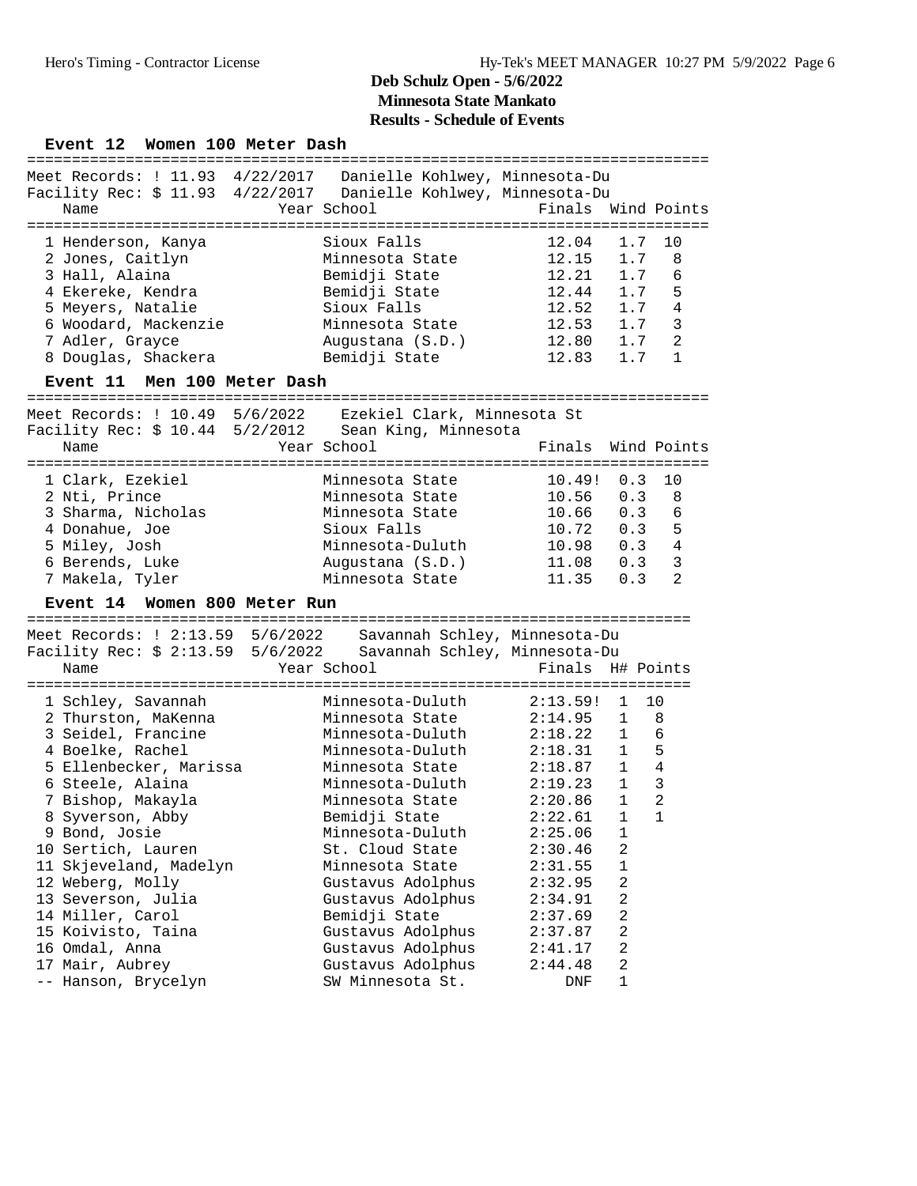# Deb Schulz Open - 5/6/2022
## Minnesota State Mankato
## Results - Schedule of Events

### Event 12 Women 100 Meter Dash

Meet Records: ! 11.93 4/22/2017 Danielle Kohlwey, Minnesota-Du
Facility Rec: $ 11.93 4/22/2017 Danielle Kohlwey, Minnesota-Du

| | Name | Year | School | Finals | Wind | Points |
|---|---|---|---|---|---|---|
| 1 | Henderson, Kanya | | Sioux Falls | 12.04 | 1.7 | 10 |
| 2 | Jones, Caitlyn | | Minnesota State | 12.15 | 1.7 | 8 |
| 3 | Hall, Alaina | | Bemidji State | 12.21 | 1.7 | 6 |
| 4 | Ekereke, Kendra | | Bemidji State | 12.44 | 1.7 | 5 |
| 5 | Meyers, Natalie | | Sioux Falls | 12.52 | 1.7 | 4 |
| 6 | Woodard, Mackenzie | | Minnesota State | 12.53 | 1.7 | 3 |
| 7 | Adler, Grayce | | Augustana (S.D.) | 12.80 | 1.7 | 2 |
| 8 | Douglas, Shackera | | Bemidji State | 12.83 | 1.7 | 1 |

### Event 11 Men 100 Meter Dash

Meet Records: ! 10.49 5/6/2022 Ezekiel Clark, Minnesota St
Facility Rec: $ 10.44 5/2/2012 Sean King, Minnesota

| | Name | Year | School | Finals | Wind | Points |
|---|---|---|---|---|---|---|
| 1 | Clark, Ezekiel | | Minnesota State | 10.49! | 0.3 | 10 |
| 2 | Nti, Prince | | Minnesota State | 10.56 | 0.3 | 8 |
| 3 | Sharma, Nicholas | | Minnesota State | 10.66 | 0.3 | 6 |
| 4 | Donahue, Joe | | Sioux Falls | 10.72 | 0.3 | 5 |
| 5 | Miley, Josh | | Minnesota-Duluth | 10.98 | 0.3 | 4 |
| 6 | Berends, Luke | | Augustana (S.D.) | 11.08 | 0.3 | 3 |
| 7 | Makela, Tyler | | Minnesota State | 11.35 | 0.3 | 2 |

### Event 14 Women 800 Meter Run

Meet Records: ! 2:13.59 5/6/2022 Savannah Schley, Minnesota-Du
Facility Rec: $ 2:13.59 5/6/2022 Savannah Schley, Minnesota-Du

| | Name | Year | School | Finals | H# | Points |
|---|---|---|---|---|---|---|
| 1 | Schley, Savannah | | Minnesota-Duluth | 2:13.59! | 1 | 10 |
| 2 | Thurston, MaKenna | | Minnesota State | 2:14.95 | 1 | 8 |
| 3 | Seidel, Francine | | Minnesota-Duluth | 2:18.22 | 1 | 6 |
| 4 | Boelke, Rachel | | Minnesota-Duluth | 2:18.31 | 1 | 5 |
| 5 | Ellenbecker, Marissa | | Minnesota State | 2:18.87 | 1 | 4 |
| 6 | Steele, Alaina | | Minnesota-Duluth | 2:19.23 | 1 | 3 |
| 7 | Bishop, Makayla | | Minnesota State | 2:20.86 | 1 | 2 |
| 8 | Syverson, Abby | | Bemidji State | 2:22.61 | 1 | 1 |
| 9 | Bond, Josie | | Minnesota-Duluth | 2:25.06 | 1 | |
| 10 | Sertich, Lauren | | St. Cloud State | 2:30.46 | 2 | |
| 11 | Skjeveland, Madelyn | | Minnesota State | 2:31.55 | 1 | |
| 12 | Weberg, Molly | | Gustavus Adolphus | 2:32.95 | 2 | |
| 13 | Severson, Julia | | Gustavus Adolphus | 2:34.91 | 2 | |
| 14 | Miller, Carol | | Bemidji State | 2:37.69 | 2 | |
| 15 | Koivisto, Taina | | Gustavus Adolphus | 2:37.87 | 2 | |
| 16 | Omdal, Anna | | Gustavus Adolphus | 2:41.17 | 2 | |
| 17 | Mair, Aubrey | | Gustavus Adolphus | 2:44.48 | 2 | |
| -- | Hanson, Brycelyn | | SW Minnesota St. | DNF | 1 | |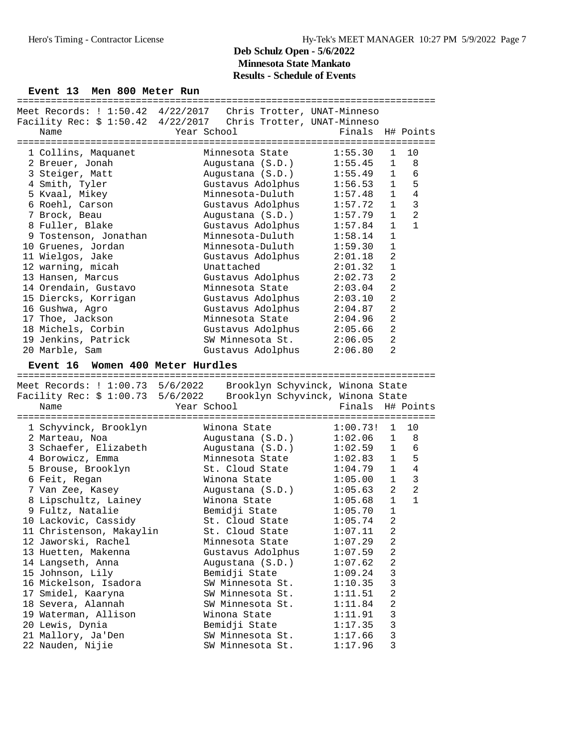# Deb Schulz Open - 5/6/2022
## Minnesota State Mankato
## Results - Schedule of Events

### Event 13 Men 800 Meter Run

Meet Records: ! 1:50.42 4/22/2017 Chris Trotter, UNAT-Minneso
Facility Rec: $ 1:50.42 4/22/2017 Chris Trotter, UNAT-Minneso

| | Name | Year | School | Finals | H# | Points |
|---|---|---|---|---|---|---|
| 1 | Collins, Maquanet | | Minnesota State | 1:55.30 | 1 | 10 |
| 2 | Breuer, Jonah | | Augustana (S.D.) | 1:55.45 | 1 | 8 |
| 3 | Steiger, Matt | | Augustana (S.D.) | 1:55.49 | 1 | 6 |
| 4 | Smith, Tyler | | Gustavus Adolphus | 1:56.53 | 1 | 5 |
| 5 | Kvaal, Mikey | | Minnesota-Duluth | 1:57.48 | 1 | 4 |
| 6 | Roehl, Carson | | Gustavus Adolphus | 1:57.72 | 1 | 3 |
| 7 | Brock, Beau | | Augustana (S.D.) | 1:57.79 | 1 | 2 |
| 8 | Fuller, Blake | | Gustavus Adolphus | 1:57.84 | 1 | 1 |
| 9 | Tostenson, Jonathan | | Minnesota-Duluth | 1:58.14 | 1 | |
| 10 | Gruenes, Jordan | | Minnesota-Duluth | 1:59.30 | 1 | |
| 11 | Wielgos, Jake | | Gustavus Adolphus | 2:01.18 | 2 | |
| 12 | warning, micah | | Unattached | 2:01.32 | 1 | |
| 13 | Hansen, Marcus | | Gustavus Adolphus | 2:02.73 | 2 | |
| 14 | Orendain, Gustavo | | Minnesota State | 2:03.04 | 2 | |
| 15 | Diercks, Korrigan | | Gustavus Adolphus | 2:03.10 | 2 | |
| 16 | Gushwa, Agro | | Gustavus Adolphus | 2:04.87 | 2 | |
| 17 | Thoe, Jackson | | Minnesota State | 2:04.96 | 2 | |
| 18 | Michels, Corbin | | Gustavus Adolphus | 2:05.66 | 2 | |
| 19 | Jenkins, Patrick | | SW Minnesota St. | 2:06.05 | 2 | |
| 20 | Marble, Sam | | Gustavus Adolphus | 2:06.80 | 2 | |

### Event 16 Women 400 Meter Hurdles

Meet Records: ! 1:00.73 5/6/2022 Brooklyn Schyvinck, Winona State
Facility Rec: $ 1:00.73 5/6/2022 Brooklyn Schyvinck, Winona State

| | Name | Year | School | Finals | H# | Points |
|---|---|---|---|---|---|---|
| 1 | Schyvinck, Brooklyn | | Winona State | 1:00.73! | 1 | 10 |
| 2 | Marteau, Noa | | Augustana (S.D.) | 1:02.06 | 1 | 8 |
| 3 | Schaefer, Elizabeth | | Augustana (S.D.) | 1:02.59 | 1 | 6 |
| 4 | Borowicz, Emma | | Minnesota State | 1:02.83 | 1 | 5 |
| 5 | Brouse, Brooklyn | | St. Cloud State | 1:04.79 | 1 | 4 |
| 6 | Feit, Regan | | Winona State | 1:05.00 | 1 | 3 |
| 7 | Van Zee, Kasey | | Augustana (S.D.) | 1:05.63 | 2 | 2 |
| 8 | Lipschultz, Lainey | | Winona State | 1:05.68 | 1 | 1 |
| 9 | Fultz, Natalie | | Bemidji State | 1:05.70 | 1 | |
| 10 | Lackovic, Cassidy | | St. Cloud State | 1:05.74 | 2 | |
| 11 | Christenson, Makaylin | | St. Cloud State | 1:07.11 | 2 | |
| 12 | Jaworski, Rachel | | Minnesota State | 1:07.29 | 2 | |
| 13 | Huetten, Makenna | | Gustavus Adolphus | 1:07.59 | 2 | |
| 14 | Langseth, Anna | | Augustana (S.D.) | 1:07.62 | 2 | |
| 15 | Johnson, Lily | | Bemidji State | 1:09.24 | 3 | |
| 16 | Mickelson, Isadora | | SW Minnesota St. | 1:10.35 | 3 | |
| 17 | Smidel, Kaaryna | | SW Minnesota St. | 1:11.51 | 2 | |
| 18 | Severa, Alannah | | SW Minnesota St. | 1:11.84 | 2 | |
| 19 | Waterman, Allison | | Winona State | 1:11.91 | 3 | |
| 20 | Lewis, Dynia | | Bemidji State | 1:17.35 | 3 | |
| 21 | Mallory, Ja'Den | | SW Minnesota St. | 1:17.66 | 3 | |
| 22 | Nauden, Nijie | | SW Minnesota St. | 1:17.96 | 3 | |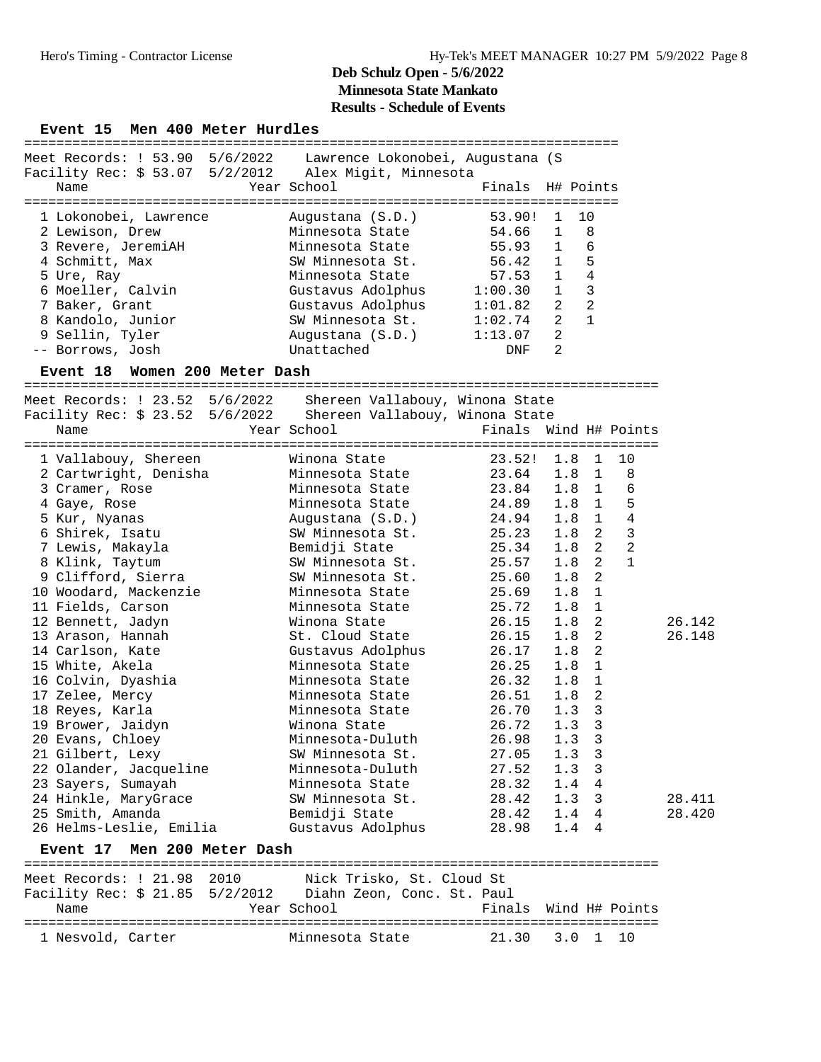# Deb Schulz Open - 5/6/2022
## Minnesota State Mankato
### Results - Schedule of Events

### Event 15 Men 400 Meter Hurdles

Meet Records: ! 53.90 5/6/2022 Lawrence Lokonobei, Augustana (S
Facility Rec: $ 53.07 5/2/2012 Alex Migit, Minnesota

| Place | Name | Year | School | Finals | H# | Points |
|---|---|---|---|---|---|---|
| 1 | Lokonobei, Lawrence | | Augustana (S.D.) | 53.90! | 1 | 10 |
| 2 | Lewison, Drew | | Minnesota State | 54.66 | 1 | 8 |
| 3 | Revere, JeremiAH | | Minnesota State | 55.93 | 1 | 6 |
| 4 | Schmitt, Max | | SW Minnesota St. | 56.42 | 1 | 5 |
| 5 | Ure, Ray | | Minnesota State | 57.53 | 1 | 4 |
| 6 | Moeller, Calvin | | Gustavus Adolphus | 1:00.30 | 1 | 3 |
| 7 | Baker, Grant | | Gustavus Adolphus | 1:01.82 | 2 | 2 |
| 8 | Kandolo, Junior | | SW Minnesota St. | 1:02.74 | 2 | 1 |
| 9 | Sellin, Tyler | | Augustana (S.D.) | 1:13.07 | 2 | |
| -- | Borrows, Josh | | Unattached | DNF | 2 | |

### Event 18 Women 200 Meter Dash

Meet Records: ! 23.52 5/6/2022 Shereen Vallabouy, Winona State
Facility Rec: $ 23.52 5/6/2022 Shereen Vallabouy, Winona State

| Place | Name | Year | School | Finals | Wind | H# | Points | |
|---|---|---|---|---|---|---|---|---|
| 1 | Vallabouy, Shereen | | Winona State | 23.52! | 1.8 | 1 | 10 | |
| 2 | Cartwright, Denisha | | Minnesota State | 23.64 | 1.8 | 1 | 8 | |
| 3 | Cramer, Rose | | Minnesota State | 23.84 | 1.8 | 1 | 6 | |
| 4 | Gaye, Rose | | Minnesota State | 24.89 | 1.8 | 1 | 5 | |
| 5 | Kur, Nyanas | | Augustana (S.D.) | 24.94 | 1.8 | 1 | 4 | |
| 6 | Shirek, Isatu | | SW Minnesota St. | 25.23 | 1.8 | 2 | 3 | |
| 7 | Lewis, Makayla | | Bemidji State | 25.34 | 1.8 | 2 | 2 | |
| 8 | Klink, Taytum | | SW Minnesota St. | 25.57 | 1.8 | 2 | 1 | |
| 9 | Clifford, Sierra | | SW Minnesota St. | 25.60 | 1.8 | 2 | | |
| 10 | Woodard, Mackenzie | | Minnesota State | 25.69 | 1.8 | 1 | | |
| 11 | Fields, Carson | | Minnesota State | 25.72 | 1.8 | 1 | | |
| 12 | Bennett, Jadyn | | Winona State | 26.15 | 1.8 | 2 | | 26.142 |
| 13 | Arason, Hannah | | St. Cloud State | 26.15 | 1.8 | 2 | | 26.148 |
| 14 | Carlson, Kate | | Gustavus Adolphus | 26.17 | 1.8 | 2 | | |
| 15 | White, Akela | | Minnesota State | 26.25 | 1.8 | 1 | | |
| 16 | Colvin, Dyashia | | Minnesota State | 26.32 | 1.8 | 1 | | |
| 17 | Zelee, Mercy | | Minnesota State | 26.51 | 1.8 | 2 | | |
| 18 | Reyes, Karla | | Minnesota State | 26.70 | 1.3 | 3 | | |
| 19 | Brower, Jaidyn | | Winona State | 26.72 | 1.3 | 3 | | |
| 20 | Evans, Chloey | | Minnesota-Duluth | 26.98 | 1.3 | 3 | | |
| 21 | Gilbert, Lexy | | SW Minnesota St. | 27.05 | 1.3 | 3 | | |
| 22 | Olander, Jacqueline | | Minnesota-Duluth | 27.52 | 1.3 | 3 | | |
| 23 | Sayers, Sumayah | | Minnesota State | 28.32 | 1.4 | 4 | | |
| 24 | Hinkle, MaryGrace | | SW Minnesota St. | 28.42 | 1.3 | 3 | | 28.411 |
| 25 | Smith, Amanda | | Bemidji State | 28.42 | 1.4 | 4 | | 28.420 |
| 26 | Helms-Leslie, Emilia | | Gustavus Adolphus | 28.98 | 1.4 | 4 | | |

### Event 17 Men 200 Meter Dash

Meet Records: ! 21.98 2010 Nick Trisko, St. Cloud St
Facility Rec: $ 21.85 5/2/2012 Diahn Zeon, Conc. St. Paul

| Place | Name | Year | School | Finals | Wind | H# | Points |
|---|---|---|---|---|---|---|---|
| 1 | Nesvold, Carter | | Minnesota State | 21.30 | 3.0 | 1 | 10 |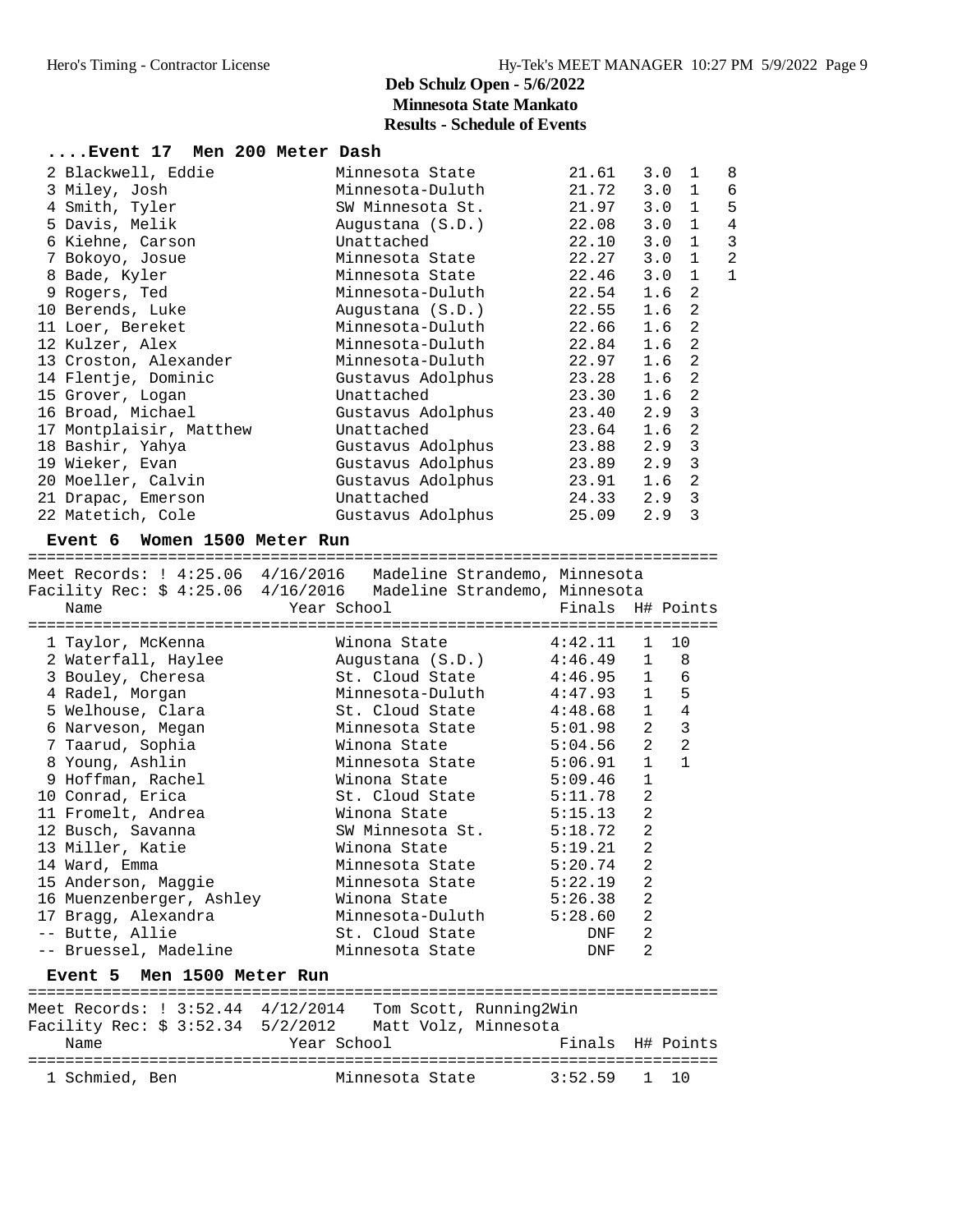## Deb Schulz Open - 5/6/2022
## Minnesota State Mankato
## Results - Schedule of Events

### ....Event 17 Men 200 Meter Dash

| Place | Name | School | Finals | Wind | H# | Points |
|---|---|---|---|---|---|---|
| 2 | Blackwell, Eddie | Minnesota State | 21.61 | 3.0 | 1 | 8 |
| 3 | Miley, Josh | Minnesota-Duluth | 21.72 | 3.0 | 1 | 6 |
| 4 | Smith, Tyler | SW Minnesota St. | 21.97 | 3.0 | 1 | 5 |
| 5 | Davis, Melik | Augustana (S.D.) | 22.08 | 3.0 | 1 | 4 |
| 6 | Kiehne, Carson | Unattached | 22.10 | 3.0 | 1 | 3 |
| 7 | Bokoyo, Josue | Minnesota State | 22.27 | 3.0 | 1 | 2 |
| 8 | Bade, Kyler | Minnesota State | 22.46 | 3.0 | 1 | 1 |
| 9 | Rogers, Ted | Minnesota-Duluth | 22.54 | 1.6 | 2 | |
| 10 | Berends, Luke | Augustana (S.D.) | 22.55 | 1.6 | 2 | |
| 11 | Loer, Bereket | Minnesota-Duluth | 22.66 | 1.6 | 2 | |
| 12 | Kulzer, Alex | Minnesota-Duluth | 22.84 | 1.6 | 2 | |
| 13 | Croston, Alexander | Minnesota-Duluth | 22.97 | 1.6 | 2 | |
| 14 | Flentje, Dominic | Gustavus Adolphus | 23.28 | 1.6 | 2 | |
| 15 | Grover, Logan | Unattached | 23.30 | 1.6 | 2 | |
| 16 | Broad, Michael | Gustavus Adolphus | 23.40 | 2.9 | 3 | |
| 17 | Montplaisir, Matthew | Unattached | 23.64 | 1.6 | 2 | |
| 18 | Bashir, Yahya | Gustavus Adolphus | 23.88 | 2.9 | 3 | |
| 19 | Wieker, Evan | Gustavus Adolphus | 23.89 | 2.9 | 3 | |
| 20 | Moeller, Calvin | Gustavus Adolphus | 23.91 | 1.6 | 2 | |
| 21 | Drapac, Emerson | Unattached | 24.33 | 2.9 | 3 | |
| 22 | Matetich, Cole | Gustavus Adolphus | 25.09 | 2.9 | 3 | |

### Event 6 Women 1500 Meter Run

Meet Records: ! 4:25.06 4/16/2016 Madeline Strandemo, Minnesota
Facility Rec: $ 4:25.06 4/16/2016 Madeline Strandemo, Minnesota

| Place | Name | Year | School | Finals | H# | Points |
|---|---|---|---|---|---|---|
| 1 | Taylor, McKenna | | Winona State | 4:42.11 | 1 | 10 |
| 2 | Waterfall, Haylee | | Augustana (S.D.) | 4:46.49 | 1 | 8 |
| 3 | Bouley, Cheresa | | St. Cloud State | 4:46.95 | 1 | 6 |
| 4 | Radel, Morgan | | Minnesota-Duluth | 4:47.93 | 1 | 5 |
| 5 | Welhouse, Clara | | St. Cloud State | 4:48.68 | 1 | 4 |
| 6 | Narveson, Megan | | Minnesota State | 5:01.98 | 2 | 3 |
| 7 | Taarud, Sophia | | Winona State | 5:04.56 | 2 | 2 |
| 8 | Young, Ashlin | | Minnesota State | 5:06.91 | 1 | 1 |
| 9 | Hoffman, Rachel | | Winona State | 5:09.46 | 1 | |
| 10 | Conrad, Erica | | St. Cloud State | 5:11.78 | 2 | |
| 11 | Fromelt, Andrea | | Winona State | 5:15.13 | 2 | |
| 12 | Busch, Savanna | | SW Minnesota St. | 5:18.72 | 2 | |
| 13 | Miller, Katie | | Winona State | 5:19.21 | 2 | |
| 14 | Ward, Emma | | Minnesota State | 5:20.74 | 2 | |
| 15 | Anderson, Maggie | | Minnesota State | 5:22.19 | 2 | |
| 16 | Muenzenberger, Ashley | | Winona State | 5:26.38 | 2 | |
| 17 | Bragg, Alexandra | | Minnesota-Duluth | 5:28.60 | 2 | |
| -- | Butte, Allie | | St. Cloud State | DNF | 2 | |
| -- | Bruessel, Madeline | | Minnesota State | DNF | 2 | |

### Event 5 Men 1500 Meter Run

Meet Records: ! 3:52.44 4/12/2014 Tom Scott, Running2Win
Facility Rec: $ 3:52.34 5/2/2012 Matt Volz, Minnesota

| Place | Name | Year | School | Finals | H# | Points |
|---|---|---|---|---|---|---|
| 1 | Schmied, Ben | | Minnesota State | 3:52.59 | 1 | 10 |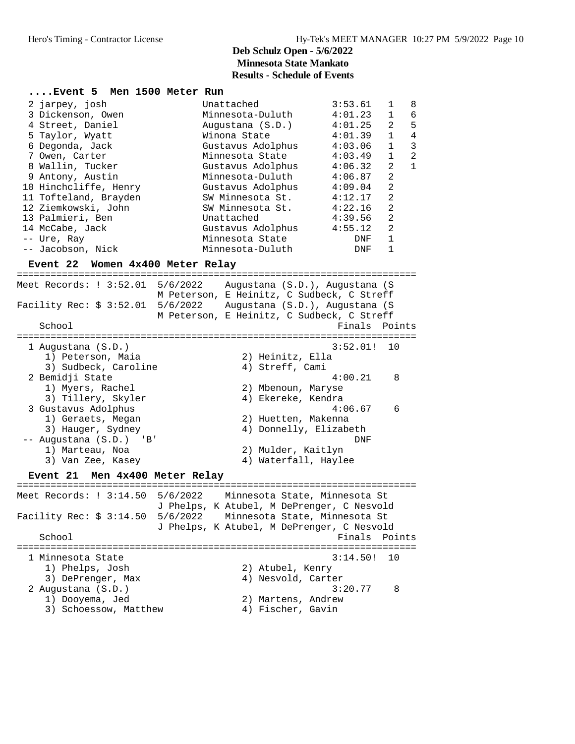## Deb Schulz Open - 5/6/2022
## Minnesota State Mankato
## Results - Schedule of Events

### ....Event 5 Men 1500 Meter Run

| Place | Name | School | Finals | H# | Points |
|---|---|---|---|---|---|
| 2 | jarpey, josh | Unattached | 4:53.61 | 1 | 8 |
| 3 | Dickenson, Owen | Minnesota-Duluth | 4:01.23 | 1 | 6 |
| 4 | Street, Daniel | Augustana (S.D.) | 4:01.25 | 2 | 5 |
| 5 | Taylor, Wyatt | Winona State | 4:01.39 | 1 | 4 |
| 6 | Degonda, Jack | Gustavus Adolphus | 4:03.06 | 1 | 3 |
| 7 | Owen, Carter | Minnesota State | 4:03.49 | 1 | 2 |
| 8 | Wallin, Tucker | Gustavus Adolphus | 4:06.32 | 2 | 1 |
| 9 | Antony, Austin | Minnesota-Duluth | 4:06.87 | 2 | |
| 10 | Hinchcliffe, Henry | Gustavus Adolphus | 4:09.04 | 2 | |
| 11 | Tofteland, Brayden | SW Minnesota St. | 4:12.17 | 2 | |
| 12 | Ziemkowski, John | SW Minnesota St. | 4:22.16 | 2 | |
| 13 | Palmieri, Ben | Unattached | 4:39.56 | 2 | |
| 14 | McCabe, Jack | Gustavus Adolphus | 4:55.12 | 2 | |
| -- | Ure, Ray | Minnesota State | DNF | 1 | |
| -- | Jacobson, Nick | Minnesota-Duluth | DNF | 1 | |

### Event 22 Women 4x400 Meter Relay

Meet Records: ! 3:52.01 5/6/2022 Augustana (S.D.), Augustana (S
M Peterson, E Heinitz, C Sudbeck, C Streff

Facility Rec: $ 3:52.01 5/6/2022 Augustana (S.D.), Augustana (S
M Peterson, E Heinitz, C Sudbeck, C Streff

| Place | School | Finals | Points |
|---|---|---|---|
| 1 | Augustana (S.D.) | 3:52.01! | 10 |
| | 1) Peterson, Maia; 2) Heinitz, Ella; 3) Sudbeck, Caroline; 4) Streff, Cami | | |
| 2 | Bemidji State | 4:00.21 | 8 |
| | 1) Myers, Rachel; 2) Mbenoun, Maryse; 3) Tillery, Skyler; 4) Ekereke, Kendra | | |
| 3 | Gustavus Adolphus | 4:06.67 | 6 |
| | 1) Geraets, Megan; 2) Huetten, Makenna; 3) Hauger, Sydney; 4) Donnelly, Elizabeth | | |
| -- | Augustana (S.D.) 'B' | DNF | |
| | 1) Marteau, Noa; 2) Mulder, Kaitlyn; 3) Van Zee, Kasey; 4) Waterfall, Haylee | | |

### Event 21 Men 4x400 Meter Relay

Meet Records: ! 3:14.50 5/6/2022 Minnesota State, Minnesota St
J Phelps, K Atubel, M DePrenger, C Nesvold

Facility Rec: $ 3:14.50 5/6/2022 Minnesota State, Minnesota St
J Phelps, K Atubel, M DePrenger, C Nesvold

| Place | School | Finals | Points |
|---|---|---|---|
| 1 | Minnesota State | 3:14.50! | 10 |
| | 1) Phelps, Josh; 2) Atubel, Kenry; 3) DePrenger, Max; 4) Nesvold, Carter | | |
| 2 | Augustana (S.D.) | 3:20.77 | 8 |
| | 1) Dooyema, Jed; 2) Martens, Andrew; 3) Schoessow, Matthew; 4) Fischer, Gavin | | |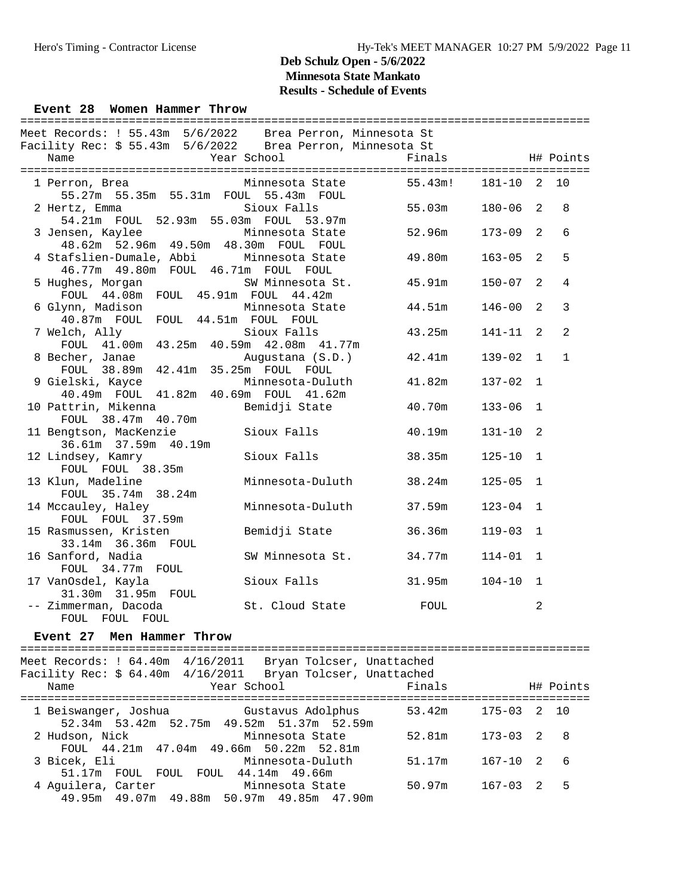# Deb Schulz Open - 5/6/2022
## Minnesota State Mankato
## Results - Schedule of Events

### Event 28 Women Hammer Throw

Meet Records: ! 55.43m 5/6/2022 Brea Perron, Minnesota St
Facility Rec: $ 55.43m 5/6/2022 Brea Perron, Minnesota St

| Place | Name | Year | School | Finals | | H# | Points |
|---|---|---|---|---|---|---|---|
| 1 | Perron, Brea | | Minnesota State | 55.43m! | 181-10 | 2 | 10 |
| | 55.27m 55.35m 55.31m FOUL 55.43m FOUL | | | | | | |
| 2 | Hertz, Emma | | Sioux Falls | 55.03m | 180-06 | 2 | 8 |
| | 54.21m FOUL 52.93m 55.03m FOUL 53.97m | | | | | | |
| 3 | Jensen, Kaylee | | Minnesota State | 52.96m | 173-09 | 2 | 6 |
| | 48.62m 52.96m 49.50m 48.30m FOUL FOUL | | | | | | |
| 4 | Stafslien-Dumale, Abbi | | Minnesota State | 49.80m | 163-05 | 2 | 5 |
| | 46.77m 49.80m FOUL 46.71m FOUL FOUL | | | | | | |
| 5 | Hughes, Morgan | | SW Minnesota St. | 45.91m | 150-07 | 2 | 4 |
| | FOUL 44.08m FOUL 45.91m FOUL 44.42m | | | | | | |
| 6 | Glynn, Madison | | Minnesota State | 44.51m | 146-00 | 2 | 3 |
| | 40.87m FOUL FOUL 44.51m FOUL FOUL | | | | | | |
| 7 | Welch, Ally | | Sioux Falls | 43.25m | 141-11 | 2 | 2 |
| | FOUL 41.00m 43.25m 40.59m 42.08m 41.77m | | | | | | |
| 8 | Becher, Janae | | Augustana (S.D.) | 42.41m | 139-02 | 1 | 1 |
| | FOUL 38.89m 42.41m 35.25m FOUL FOUL | | | | | | |
| 9 | Gielski, Kayce | | Minnesota-Duluth | 41.82m | 137-02 | 1 | |
| | 40.49m FOUL 41.82m 40.69m FOUL 41.62m | | | | | | |
| 10 | Pattrin, Mikenna | | Bemidji State | 40.70m | 133-06 | 1 | |
| | FOUL 38.47m 40.70m | | | | | | |
| 11 | Bengtson, MacKenzie | | Sioux Falls | 40.19m | 131-10 | 2 | |
| | 36.61m 37.59m 40.19m | | | | | | |
| 12 | Lindsey, Kamry | | Sioux Falls | 38.35m | 125-10 | 1 | |
| | FOUL FOUL 38.35m | | | | | | |
| 13 | Klun, Madeline | | Minnesota-Duluth | 38.24m | 125-05 | 1 | |
| | FOUL 35.74m 38.24m | | | | | | |
| 14 | Mccauley, Haley | | Minnesota-Duluth | 37.59m | 123-04 | 1 | |
| | FOUL FOUL 37.59m | | | | | | |
| 15 | Rasmussen, Kristen | | Bemidji State | 36.36m | 119-03 | 1 | |
| | 33.14m 36.36m FOUL | | | | | | |
| 16 | Sanford, Nadia | | SW Minnesota St. | 34.77m | 114-01 | 1 | |
| | FOUL 34.77m FOUL | | | | | | |
| 17 | VanOsdel, Kayla | | Sioux Falls | 31.95m | 104-10 | 1 | |
| | 31.30m 31.95m FOUL | | | | | | |
| -- | Zimmerman, Dacoda | | St. Cloud State | FOUL | | 2 | |
| | FOUL FOUL FOUL | | | | | | |

### Event 27 Men Hammer Throw

Meet Records: ! 64.40m 4/16/2011 Bryan Tolcser, Unattached
Facility Rec: $ 64.40m 4/16/2011 Bryan Tolcser, Unattached

| Place | Name | Year | School | Finals | | H# | Points |
|---|---|---|---|---|---|---|---|
| 1 | Beiswanger, Joshua | | Gustavus Adolphus | 53.42m | 175-03 | 2 | 10 |
| | 52.34m 53.42m 52.75m 49.52m 51.37m 52.59m | | | | | | |
| 2 | Hudson, Nick | | Minnesota State | 52.81m | 173-03 | 2 | 8 |
| | FOUL 44.21m 47.04m 49.66m 50.22m 52.81m | | | | | | |
| 3 | Bicek, Eli | | Minnesota-Duluth | 51.17m | 167-10 | 2 | 6 |
| | 51.17m FOUL FOUL FOUL 44.14m 49.66m | | | | | | |
| 4 | Aguilera, Carter | | Minnesota State | 50.97m | 167-03 | 2 | 5 |
| | 49.95m 49.07m 49.88m 50.97m 49.85m 47.90m | | | | | | |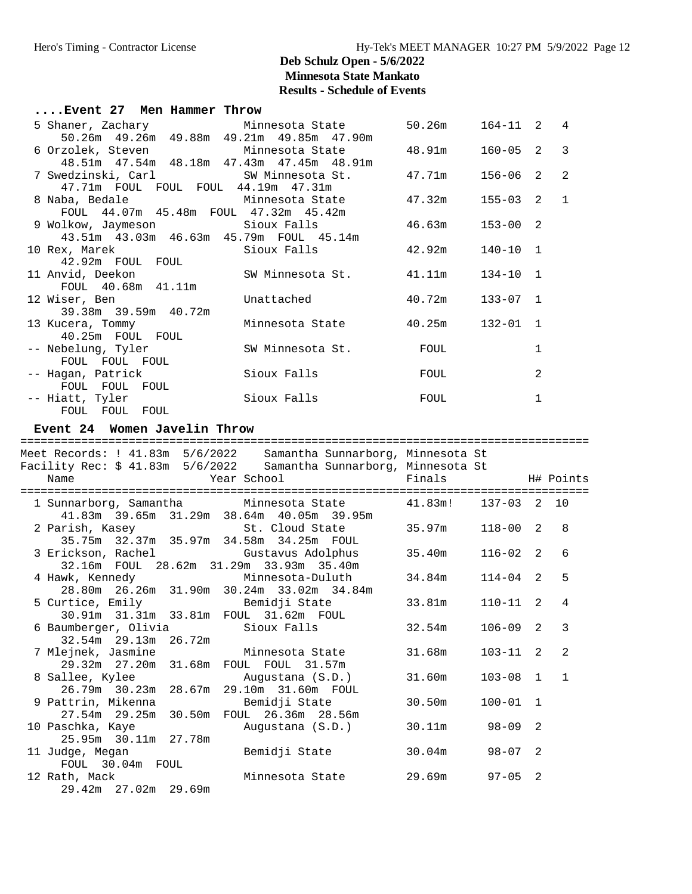# Deb Schulz Open - 5/6/2022
## Minnesota State Mankato
### Results - Schedule of Events

#### ....Event 27 Men Hammer Throw

```
  5 Shaner, Zachary              Minnesota State        50.26m     164-11  2   4
     50.26m  49.26m  49.88m  49.21m  49.85m  47.90m
  6 Orzolek, Steven              Minnesota State        48.91m     160-05  2   3
     48.51m  47.54m  48.18m  47.43m  47.45m  48.91m
  7 Swedzinski, Carl             SW Minnesota St.       47.71m     156-06  2   2
     47.71m  FOUL  FOUL  FOUL  44.19m  47.31m
  8 Naba, Bedale                 Minnesota State        47.32m     155-03  2   1
     FOUL  44.07m  45.48m  FOUL  47.32m  45.42m
  9 Wolkow, Jaymeson             Sioux Falls            46.63m     153-00  2
     43.51m  43.03m  46.63m  45.79m  FOUL  45.14m
 10 Rex, Marek                   Sioux Falls            42.92m     140-10  1
     42.92m  FOUL  FOUL
 11 Anvid, Deekon                SW Minnesota St.       41.11m     134-10  1
     FOUL  40.68m  41.11m
 12 Wiser, Ben                   Unattached             40.72m     133-07  1
     39.38m  39.59m  40.72m
 13 Kucera, Tommy                Minnesota State        40.25m     132-01  1
     40.25m  FOUL  FOUL
 -- Nebelung, Tyler              SW Minnesota St.         FOUL             1
     FOUL  FOUL  FOUL
 -- Hagan, Patrick               Sioux Falls              FOUL             2
     FOUL  FOUL  FOUL
 -- Hiatt, Tyler                 Sioux Falls              FOUL             1
     FOUL  FOUL  FOUL
```

#### Event 24 Women Javelin Throw

```
=====================================================================================
Meet Records: ! 41.83m  5/6/2022    Samantha Sunnarborg, Minnesota St
Facility Rec: $ 41.83m  5/6/2022    Samantha Sunnarborg, Minnesota St
    Name                    Year School                 Finals            H# Points
=====================================================================================
  1 Sunnarborg, Samantha         Minnesota State       41.83m!    137-03  2  10
     41.83m  39.65m  31.29m  38.64m  40.05m  39.95m
  2 Parish, Kasey                St. Cloud State       35.97m     118-00  2   8
     35.75m  32.37m  35.97m  34.58m  34.25m  FOUL
  3 Erickson, Rachel             Gustavus Adolphus     35.40m     116-02  2   6
     32.16m  FOUL  28.62m  31.29m  33.93m  35.40m
  4 Hawk, Kennedy                Minnesota-Duluth      34.84m     114-04  2   5
     28.80m  26.26m  31.90m  30.24m  33.02m  34.84m
  5 Curtice, Emily               Bemidji State         33.81m     110-11  2   4
     30.91m  31.31m  33.81m  FOUL  31.62m  FOUL
  6 Baumberger, Olivia           Sioux Falls           32.54m     106-09  2   3
     32.54m  29.13m  26.72m
  7 Mlejnek, Jasmine             Minnesota State       31.68m     103-11  2   2
     29.32m  27.20m  31.68m  FOUL  FOUL  31.57m
  8 Sallee, Kylee                Augustana (S.D.)      31.60m     103-08  1   1
     26.79m  30.23m  28.67m  29.10m  31.60m  FOUL
  9 Pattrin, Mikenna             Bemidji State         30.50m     100-01  1
     27.54m  29.25m  30.50m  FOUL  26.36m  28.56m
 10 Paschka, Kaye                Augustana (S.D.)      30.11m      98-09  2
     25.95m  30.11m  27.78m
 11 Judge, Megan                 Bemidji State         30.04m      98-07  2
     FOUL  30.04m  FOUL
 12 Rath, Mack                   Minnesota State       29.69m      97-05  2
     29.42m  27.02m  29.69m
```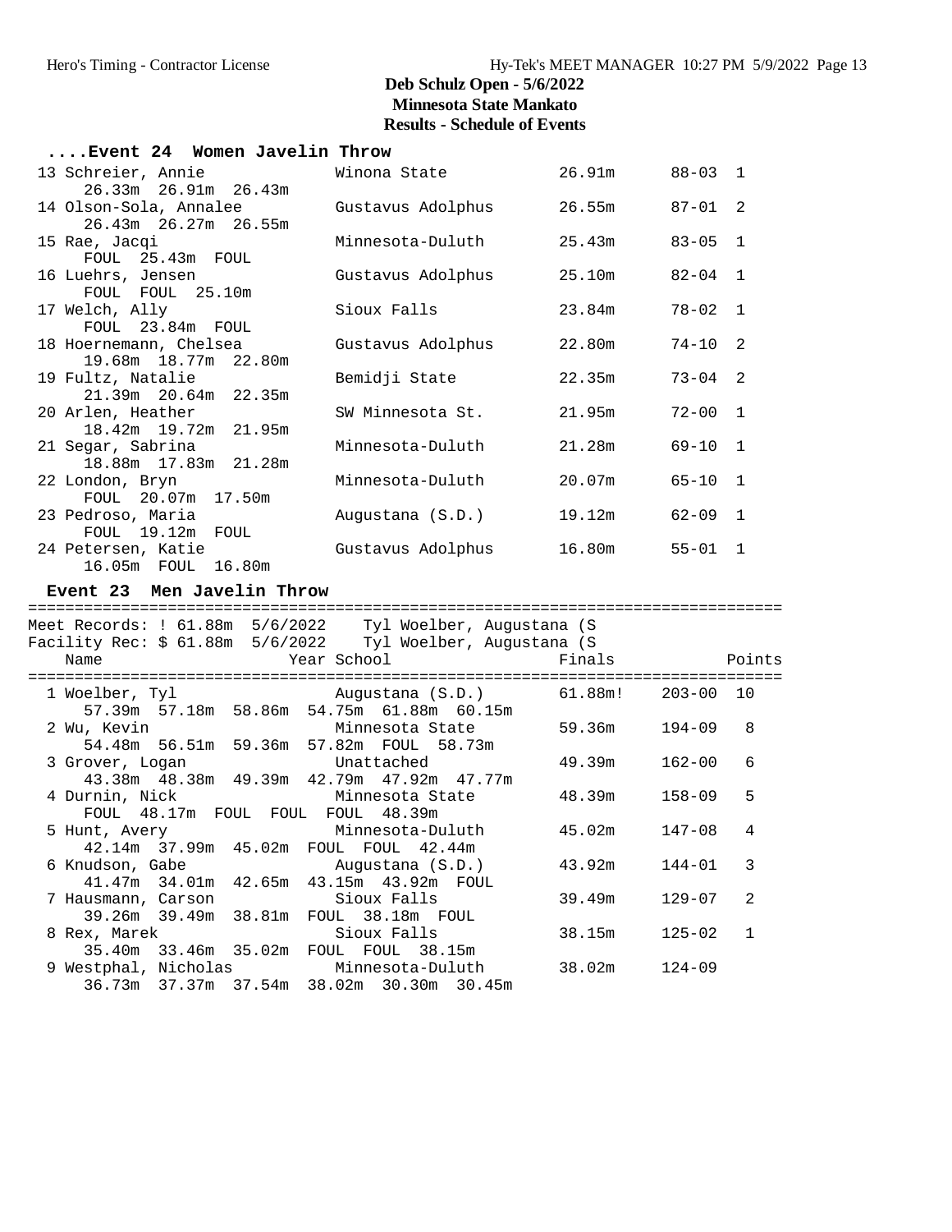# Deb Schulz Open - 5/6/2022
## Minnesota State Mankato
### Results - Schedule of Events

### ....Event 24 Women Javelin Throw

| Place | Name | School | Finals | | Points |
|---|---|---|---|---|---|
| 13 | Schreier, Annie | Winona State | 26.91m | 88-03 | 1 |
| | 26.33m 26.91m 26.43m | | | | |
| 14 | Olson-Sola, Annalee | Gustavus Adolphus | 26.55m | 87-01 | 2 |
| | 26.43m 26.27m 26.55m | | | | |
| 15 | Rae, Jacqi | Minnesota-Duluth | 25.43m | 83-05 | 1 |
| | FOUL 25.43m FOUL | | | | |
| 16 | Luehrs, Jensen | Gustavus Adolphus | 25.10m | 82-04 | 1 |
| | FOUL FOUL 25.10m | | | | |
| 17 | Welch, Ally | Sioux Falls | 23.84m | 78-02 | 1 |
| | FOUL 23.84m FOUL | | | | |
| 18 | Hoernemann, Chelsea | Gustavus Adolphus | 22.80m | 74-10 | 2 |
| | 19.68m 18.77m 22.80m | | | | |
| 19 | Fultz, Natalie | Bemidji State | 22.35m | 73-04 | 2 |
| | 21.39m 20.64m 22.35m | | | | |
| 20 | Arlen, Heather | SW Minnesota St. | 21.95m | 72-00 | 1 |
| | 18.42m 19.72m 21.95m | | | | |
| 21 | Segar, Sabrina | Minnesota-Duluth | 21.28m | 69-10 | 1 |
| | 18.88m 17.83m 21.28m | | | | |
| 22 | London, Bryn | Minnesota-Duluth | 20.07m | 65-10 | 1 |
| | FOUL 20.07m 17.50m | | | | |
| 23 | Pedroso, Maria | Augustana (S.D.) | 19.12m | 62-09 | 1 |
| | FOUL 19.12m FOUL | | | | |
| 24 | Petersen, Katie | Gustavus Adolphus | 16.80m | 55-01 | 1 |
| | 16.05m FOUL 16.80m | | | | |

### Event 23 Men Javelin Throw

Meet Records: ! 61.88m 5/6/2022 Tyl Woelber, Augustana (S
Facility Rec: $ 61.88m 5/6/2022 Tyl Woelber, Augustana (S

| Place | Name | Year | School | Finals | | Points |
|---|---|---|---|---|---|---|
| 1 | Woelber, Tyl | | Augustana (S.D.) | 61.88m! | 203-00 | 10 |
| | 57.39m 57.18m 58.86m 54.75m 61.88m 60.15m | | | | | |
| 2 | Wu, Kevin | | Minnesota State | 59.36m | 194-09 | 8 |
| | 54.48m 56.51m 59.36m 57.82m FOUL 58.73m | | | | | |
| 3 | Grover, Logan | | Unattached | 49.39m | 162-00 | 6 |
| | 43.38m 48.38m 49.39m 42.79m 47.92m 47.77m | | | | | |
| 4 | Durnin, Nick | | Minnesota State | 48.39m | 158-09 | 5 |
| | FOUL 48.17m FOUL FOUL FOUL 48.39m | | | | | |
| 5 | Hunt, Avery | | Minnesota-Duluth | 45.02m | 147-08 | 4 |
| | 42.14m 37.99m 45.02m FOUL FOUL 42.44m | | | | | |
| 6 | Knudson, Gabe | | Augustana (S.D.) | 43.92m | 144-01 | 3 |
| | 41.47m 34.01m 42.65m 43.15m 43.92m FOUL | | | | | |
| 7 | Hausmann, Carson | | Sioux Falls | 39.49m | 129-07 | 2 |
| | 39.26m 39.49m 38.81m FOUL 38.18m FOUL | | | | | |
| 8 | Rex, Marek | | Sioux Falls | 38.15m | 125-02 | 1 |
| | 35.40m 33.46m 35.02m FOUL FOUL 38.15m | | | | | |
| 9 | Westphal, Nicholas | | Minnesota-Duluth | 38.02m | 124-09 | |
| | 36.73m 37.37m 37.54m 38.02m 30.30m 30.45m | | | | | |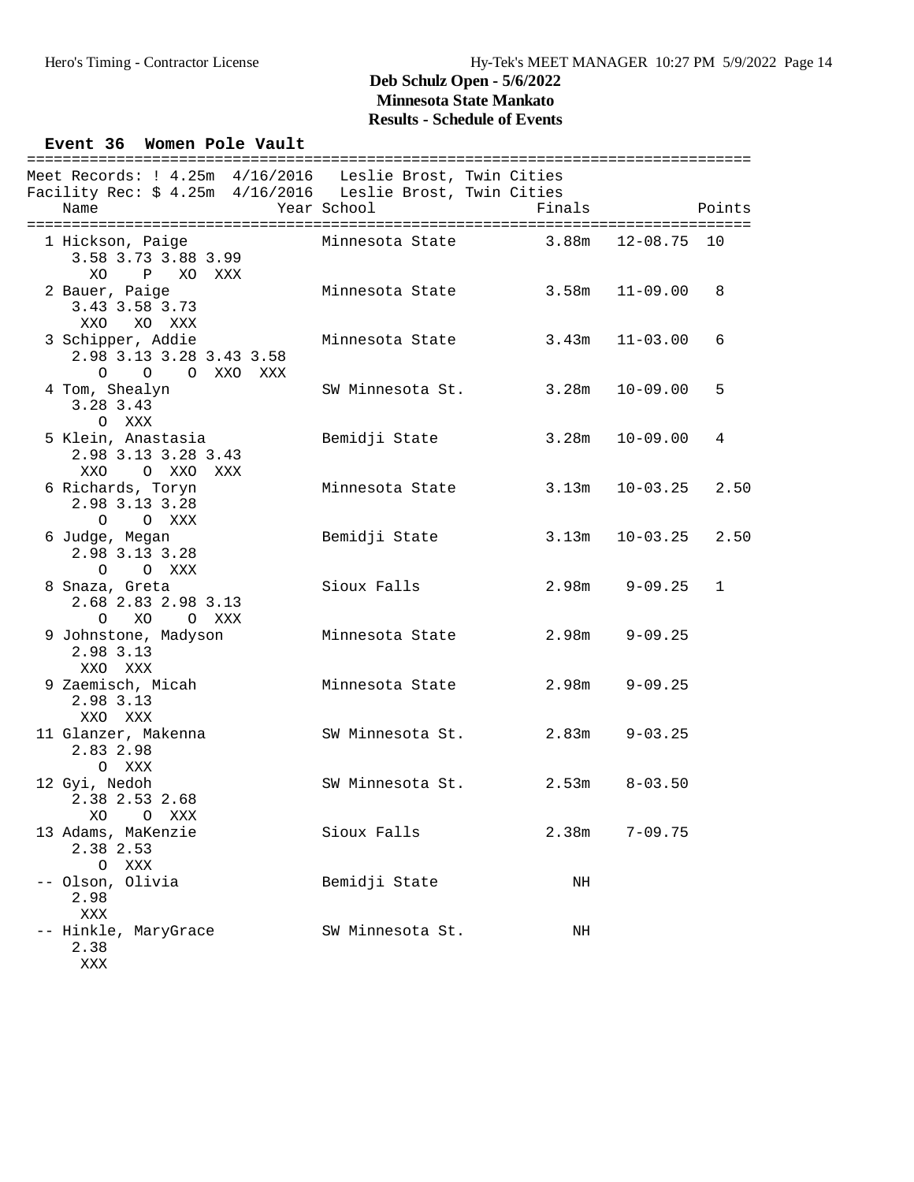**Deb Schulz Open - 5/6/2022**
**Minnesota State Mankato**
**Results - Schedule of Events**

### Event 36 Women Pole Vault

Meet Records: ! 4.25m 4/16/2016 Leslie Brost, Twin Cities
Facility Rec: $ 4.25m 4/16/2016 Leslie Brost, Twin Cities

| Place | Name | Year | School | Finals | | Points |
|---|---|---|---|---|---|---|
| 1 | Hickson, Paige | | Minnesota State | 3.88m | 12-08.75 | 10 |
| | 3.58 3.73 3.88 3.99 | | | | | |
| | XO P XO XXX | | | | | |
| 2 | Bauer, Paige | | Minnesota State | 3.58m | 11-09.00 | 8 |
| | 3.43 3.58 3.73 | | | | | |
| | XXO XO XXX | | | | | |
| 3 | Schipper, Addie | | Minnesota State | 3.43m | 11-03.00 | 6 |
| | 2.98 3.13 3.28 3.43 3.58 | | | | | |
| | O O O XXO XXX | | | | | |
| 4 | Tom, Shealyn | | SW Minnesota St. | 3.28m | 10-09.00 | 5 |
| | 3.28 3.43 | | | | | |
| | O XXX | | | | | |
| 5 | Klein, Anastasia | | Bemidji State | 3.28m | 10-09.00 | 4 |
| | 2.98 3.13 3.28 3.43 | | | | | |
| | XXO O XXO XXX | | | | | |
| 6 | Richards, Toryn | | Minnesota State | 3.13m | 10-03.25 | 2.50 |
| | 2.98 3.13 3.28 | | | | | |
| | O O XXX | | | | | |
| 6 | Judge, Megan | | Bemidji State | 3.13m | 10-03.25 | 2.50 |
| | 2.98 3.13 3.28 | | | | | |
| | O O XXX | | | | | |
| 8 | Snaza, Greta | | Sioux Falls | 2.98m | 9-09.25 | 1 |
| | 2.68 2.83 2.98 3.13 | | | | | |
| | O XO O XXX | | | | | |
| 9 | Johnstone, Madyson | | Minnesota State | 2.98m | 9-09.25 | |
| | 2.98 3.13 | | | | | |
| | XXO XXX | | | | | |
| 9 | Zaemisch, Micah | | Minnesota State | 2.98m | 9-09.25 | |
| | 2.98 3.13 | | | | | |
| | XXO XXX | | | | | |
| 11 | Glanzer, Makenna | | SW Minnesota St. | 2.83m | 9-03.25 | |
| | 2.83 2.98 | | | | | |
| | O XXX | | | | | |
| 12 | Gyi, Nedoh | | SW Minnesota St. | 2.53m | 8-03.50 | |
| | 2.38 2.53 2.68 | | | | | |
| | XO O XXX | | | | | |
| 13 | Adams, MaKenzie | | Sioux Falls | 2.38m | 7-09.75 | |
| | 2.38 2.53 | | | | | |
| | O XXX | | | | | |
| -- | Olson, Olivia | | Bemidji State | NH | | |
| | 2.98 | | | | | |
| | XXX | | | | | |
| -- | Hinkle, MaryGrace | | SW Minnesota St. | NH | | |
| | 2.38 | | | | | |
| | XXX | | | | | |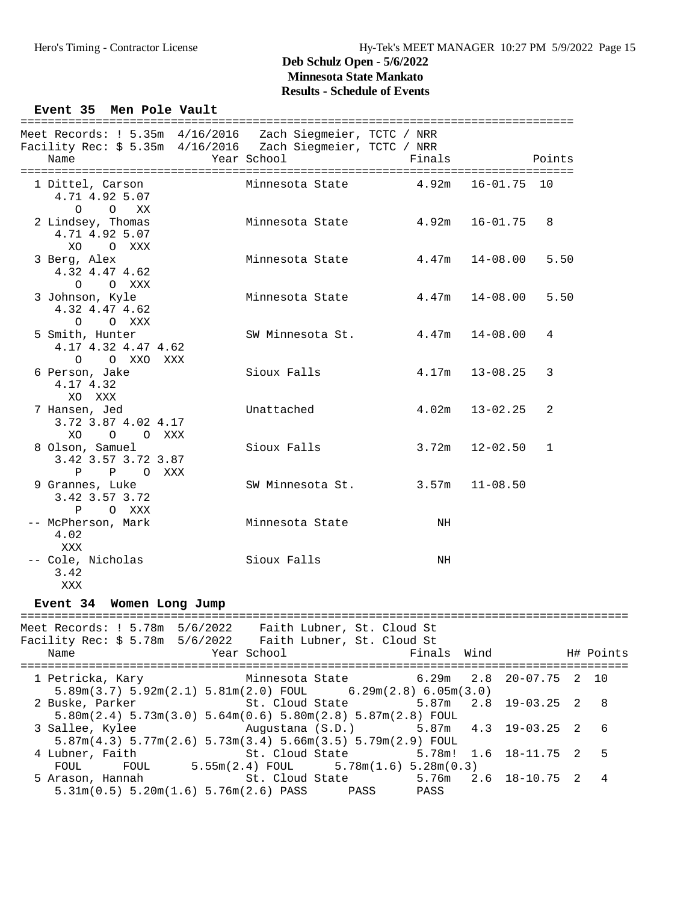## Deb Schulz Open - 5/6/2022
## Minnesota State Mankato
## Results - Schedule of Events

### Event 35 Men Pole Vault

Meet Records: ! 5.35m 4/16/2016 Zach Siegmeier, TCTC / NRR
Facility Rec: $ 5.35m 4/16/2016 Zach Siegmeier, TCTC / NRR

| Place | Name | Year | School | Finals | | Points |
|---|---|---|---|---|---|---|
| 1 | Dittel, Carson | | Minnesota State | 4.92m | 16-01.75 | 10 |
| | 4.71 4.92 5.07 / O O XX | | | | | |
| 2 | Lindsey, Thomas | | Minnesota State | 4.92m | 16-01.75 | 8 |
| | 4.71 4.92 5.07 / XO O XXX | | | | | |
| 3 | Berg, Alex | | Minnesota State | 4.47m | 14-08.00 | 5.50 |
| | 4.32 4.47 4.62 / O O XXX | | | | | |
| 3 | Johnson, Kyle | | Minnesota State | 4.47m | 14-08.00 | 5.50 |
| | 4.32 4.47 4.62 / O O XXX | | | | | |
| 5 | Smith, Hunter | | SW Minnesota St. | 4.47m | 14-08.00 | 4 |
| | 4.17 4.32 4.47 4.62 / O O XXO XXX | | | | | |
| 6 | Person, Jake | | Sioux Falls | 4.17m | 13-08.25 | 3 |
| | 4.17 4.32 / XO XXX | | | | | |
| 7 | Hansen, Jed | | Unattached | 4.02m | 13-02.25 | 2 |
| | 3.72 3.87 4.02 4.17 / XO O O XXX | | | | | |
| 8 | Olson, Samuel | | Sioux Falls | 3.72m | 12-02.50 | 1 |
| | 3.42 3.57 3.72 3.87 / P P O XXX | | | | | |
| 9 | Grannes, Luke | | SW Minnesota St. | 3.57m | 11-08.50 | |
| | 3.42 3.57 3.72 / P O XXX | | | | | |
| -- | McPherson, Mark | | Minnesota State | NH | | |
| | 4.02 / XXX | | | | | |
| -- | Cole, Nicholas | | Sioux Falls | NH | | |
| | 3.42 / XXX | | | | | |

### Event 34 Women Long Jump

Meet Records: ! 5.78m 5/6/2022 Faith Lubner, St. Cloud St
Facility Rec: $ 5.78m 5/6/2022 Faith Lubner, St. Cloud St

| Place | Name | Year | School | Finals | Wind | | H# | Points |
|---|---|---|---|---|---|---|---|---|
| 1 | Petricka, Kary | | Minnesota State | 6.29m | 2.8 | 20-07.75 | 2 | 10 |
| | 5.89m(3.7) 5.92m(2.1) 5.81m(2.0) FOUL 6.29m(2.8) 6.05m(3.0) | | | | | | | |
| 2 | Buske, Parker | | St. Cloud State | 5.87m | 2.8 | 19-03.25 | 2 | 8 |
| | 5.80m(2.4) 5.73m(3.0) 5.64m(0.6) 5.80m(2.8) 5.87m(2.8) FOUL | | | | | | | |
| 3 | Sallee, Kylee | | Augustana (S.D.) | 5.87m | 4.3 | 19-03.25 | 2 | 6 |
| | 5.87m(4.3) 5.77m(2.6) 5.73m(3.4) 5.66m(3.5) 5.79m(2.9) FOUL | | | | | | | |
| 4 | Lubner, Faith | | St. Cloud State | 5.78m! | 1.6 | 18-11.75 | 2 | 5 |
| | FOUL FOUL 5.55m(2.4) FOUL 5.78m(1.6) 5.28m(0.3) | | | | | | | |
| 5 | Arason, Hannah | | St. Cloud State | 5.76m | 2.6 | 18-10.75 | 2 | 4 |
| | 5.31m(0.5) 5.20m(1.6) 5.76m(2.6) PASS PASS PASS | | | | | | | |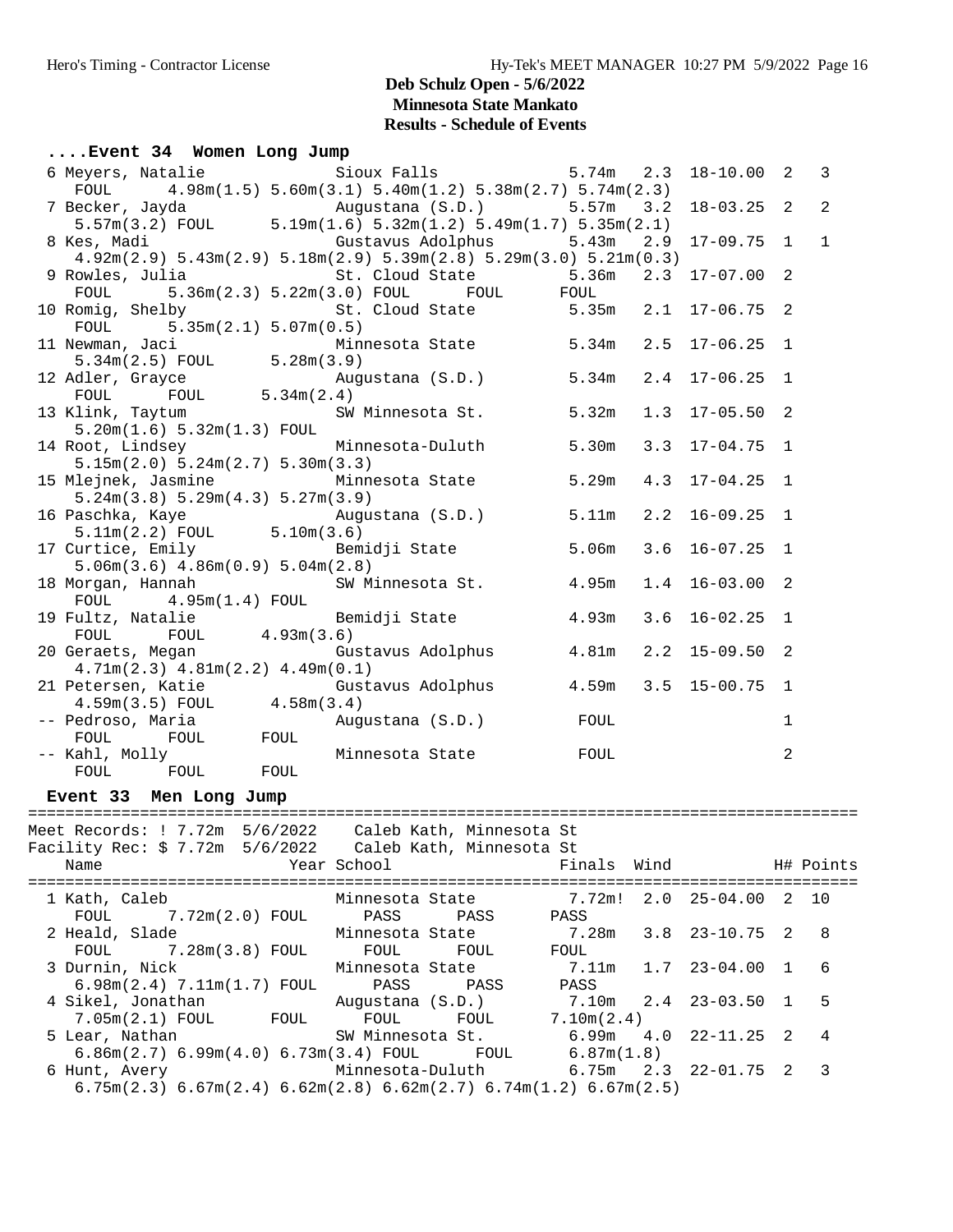**Deb Schulz Open - 5/6/2022**
**Minnesota State Mankato**
**Results - Schedule of Events**

### ....Event 34 Women Long Jump

```
  6 Meyers, Natalie            Sioux Falls             5.74m   2.3  18-10.00  2   3
     FOUL     4.98m(1.5) 5.60m(3.1) 5.40m(1.2) 5.38m(2.7) 5.74m(2.3)
  7 Becker, Jayda              Augustana (S.D.)        5.57m   3.2  18-03.25  2   2
     5.57m(3.2) FOUL      5.19m(1.6) 5.32m(1.2) 5.49m(1.7) 5.35m(2.1)
  8 Kes, Madi                  Gustavus Adolphus       5.43m   2.9  17-09.75  1   1
     4.92m(2.9) 5.43m(2.9) 5.18m(2.9) 5.39m(2.8) 5.29m(3.0) 5.21m(0.3)
  9 Rowles, Julia              St. Cloud State         5.36m   2.3  17-07.00  2
     FOUL     5.36m(2.3) 5.22m(3.0) FOUL      FOUL      FOUL
 10 Romig, Shelby              St. Cloud State         5.35m   2.1  17-06.75  2
     FOUL     5.35m(2.1) 5.07m(0.5)
 11 Newman, Jaci               Minnesota State         5.34m   2.5  17-06.25  1
     5.34m(2.5) FOUL      5.28m(3.9)
 12 Adler, Grayce              Augustana (S.D.)        5.34m   2.4  17-06.25  1
     FOUL      FOUL      5.34m(2.4)
 13 Klink, Taytum              SW Minnesota St.        5.32m   1.3  17-05.50  2
     5.20m(1.6) 5.32m(1.3) FOUL
 14 Root, Lindsey              Minnesota-Duluth        5.30m   3.3  17-04.75  1
     5.15m(2.0) 5.24m(2.7) 5.30m(3.3)
 15 Mlejnek, Jasmine           Minnesota State         5.29m   4.3  17-04.25  1
     5.24m(3.8) 5.29m(4.3) 5.27m(3.9)
 16 Paschka, Kaye              Augustana (S.D.)        5.11m   2.2  16-09.25  1
     5.11m(2.2) FOUL      5.10m(3.6)
 17 Curtice, Emily             Bemidji State           5.06m   3.6  16-07.25  1
     5.06m(3.6) 4.86m(0.9) 5.04m(2.8)
 18 Morgan, Hannah             SW Minnesota St.        4.95m   1.4  16-03.00  2
     FOUL     4.95m(1.4) FOUL
 19 Fultz, Natalie             Bemidji State           4.93m   3.6  16-02.25  1
     FOUL      FOUL      4.93m(3.6)
 20 Geraets, Megan             Gustavus Adolphus       4.81m   2.2  15-09.50  2
     4.71m(2.3) 4.81m(2.2) 4.49m(0.1)
 21 Petersen, Katie            Gustavus Adolphus       4.59m   3.5  15-00.75  1
     4.59m(3.5) FOUL      4.58m(3.4)
 -- Pedroso, Maria             Augustana (S.D.)         FOUL                  1
     FOUL      FOUL      FOUL
 -- Kahl, Molly                Minnesota State          FOUL                  2
     FOUL      FOUL      FOUL
```

### Event 33 Men Long Jump

```
=====================================================================================
Meet Records: ! 7.72m  5/6/2022    Caleb Kath, Minnesota St
Facility Rec: $ 7.72m  5/6/2022    Caleb Kath, Minnesota St
    Name                    Year School                  Finals  Wind          H# Points
=====================================================================================
  1 Kath, Caleb                  Minnesota State         7.72m!  2.0  25-04.00  2  10
     FOUL     7.72m(2.0) FOUL      PASS      PASS      PASS
  2 Heald, Slade                 Minnesota State         7.28m   3.8  23-10.75  2   8
     FOUL     7.28m(3.8) FOUL      FOUL      FOUL      FOUL
  3 Durnin, Nick                 Minnesota State         7.11m   1.7  23-04.00  1   6
     6.98m(2.4) 7.11m(1.7) FOUL      PASS      PASS      PASS
  4 Sikel, Jonathan              Augustana (S.D.)        7.10m   2.4  23-03.50  1   5
     7.05m(2.1) FOUL      FOUL      FOUL      FOUL      7.10m(2.4)
  5 Lear, Nathan                 SW Minnesota St.        6.99m   4.0  22-11.25  2   4
     6.86m(2.7) 6.99m(4.0) 6.73m(3.4) FOUL      FOUL      6.87m(1.8)
  6 Hunt, Avery                  Minnesota-Duluth        6.75m   2.3  22-01.75  2   3
     6.75m(2.3) 6.67m(2.4) 6.62m(2.8) 6.62m(2.7) 6.74m(1.2) 6.67m(2.5)
```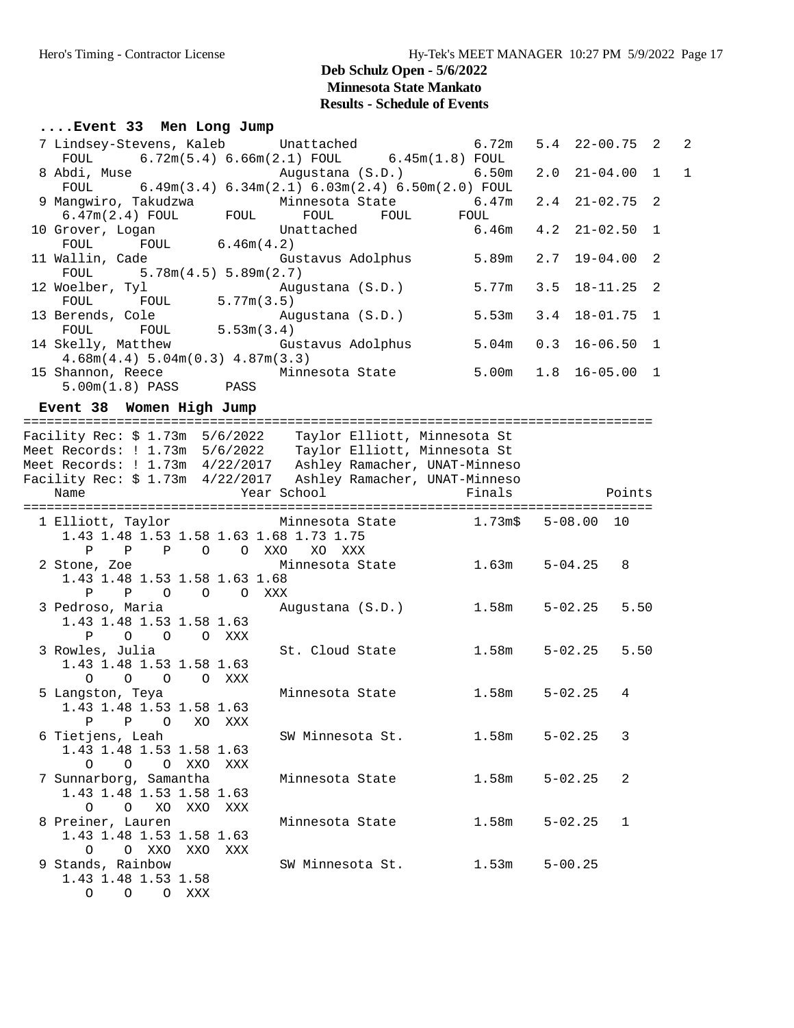# Deb Schulz Open - 5/6/2022
## Minnesota State Mankato
### Results - Schedule of Events

```
....Event 33  Men Long Jump
  7 Lindsey-Stevens, Kaleb      Unattached              6.72m   5.4  22-00.75  2   2
     FOUL      6.72m(5.4) 6.66m(2.1) FOUL      6.45m(1.8) FOUL
  8 Abdi, Muse                  Augustana (S.D.)        6.50m   2.0  21-04.00  1   1
     FOUL      6.49m(3.4) 6.34m(2.1) 6.03m(2.4) 6.50m(2.0) FOUL
  9 Mangwiro, Takudzwa          Minnesota State         6.47m   2.4  21-02.75  2
     6.47m(2.4) FOUL      FOUL      FOUL      FOUL      FOUL
 10 Grover, Logan               Unattached              6.46m   4.2  21-02.50  1
     FOUL      FOUL      6.46m(4.2)
 11 Wallin, Cade                Gustavus Adolphus       5.89m   2.7  19-04.00  2
     FOUL      5.78m(4.5) 5.89m(2.7)
 12 Woelber, Tyl                Augustana (S.D.)        5.77m   3.5  18-11.25  2
     FOUL      FOUL      5.77m(3.5)
 13 Berends, Cole               Augustana (S.D.)        5.53m   3.4  18-01.75  1
     FOUL      FOUL      5.53m(3.4)
 14 Skelly, Matthew             Gustavus Adolphus       5.04m   0.3  16-06.50  1
     4.68m(4.4) 5.04m(0.3) 4.87m(3.3)
 15 Shannon, Reece              Minnesota State         5.00m   1.8  16-05.00  1
     5.00m(1.8) PASS      PASS

Event 38  Women High Jump
================================================================================
Facility Rec: $ 1.73m  5/6/2022    Taylor Elliott, Minnesota St
Meet Records: ! 1.73m  5/6/2022    Taylor Elliott, Minnesota St
Meet Records: ! 1.73m  4/22/2017   Ashley Ramacher, UNAT-Minneso
Facility Rec: $ 1.73m  4/22/2017   Ashley Ramacher, UNAT-Minneso
    Name                    Year School                  Finals            Points
================================================================================
  1 Elliott, Taylor              Minnesota State         1.73m$   5-08.00  10
     1.43 1.48 1.53 1.58 1.63 1.68 1.73 1.75
        P    P    P    O    O  XXO   XO  XXX
  2 Stone, Zoe                   Minnesota State         1.63m    5-04.25   8
     1.43 1.48 1.53 1.58 1.63 1.68
        P    P    O    O    O  XXX
  3 Pedroso, Maria               Augustana (S.D.)        1.58m    5-02.25   5.50
     1.43 1.48 1.53 1.58 1.63
        P    O    O    O  XXX
  3 Rowles, Julia                St. Cloud State         1.58m    5-02.25   5.50
     1.43 1.48 1.53 1.58 1.63
        O    O    O    O  XXX
  5 Langston, Teya               Minnesota State         1.58m    5-02.25   4
     1.43 1.48 1.53 1.58 1.63
        P    P    O   XO  XXX
  6 Tietjens, Leah               SW Minnesota St.        1.58m    5-02.25   3
     1.43 1.48 1.53 1.58 1.63
        O    O    O  XXO  XXX
  7 Sunnarborg, Samantha         Minnesota State         1.58m    5-02.25   2
     1.43 1.48 1.53 1.58 1.63
        O    O   XO  XXO  XXX
  8 Preiner, Lauren              Minnesota State         1.58m    5-02.25   1
     1.43 1.48 1.53 1.58 1.63
        O    O  XXO  XXO  XXX
  9 Stands, Rainbow              SW Minnesota St.        1.53m    5-00.25
     1.43 1.48 1.53 1.58
        O    O    O  XXX
```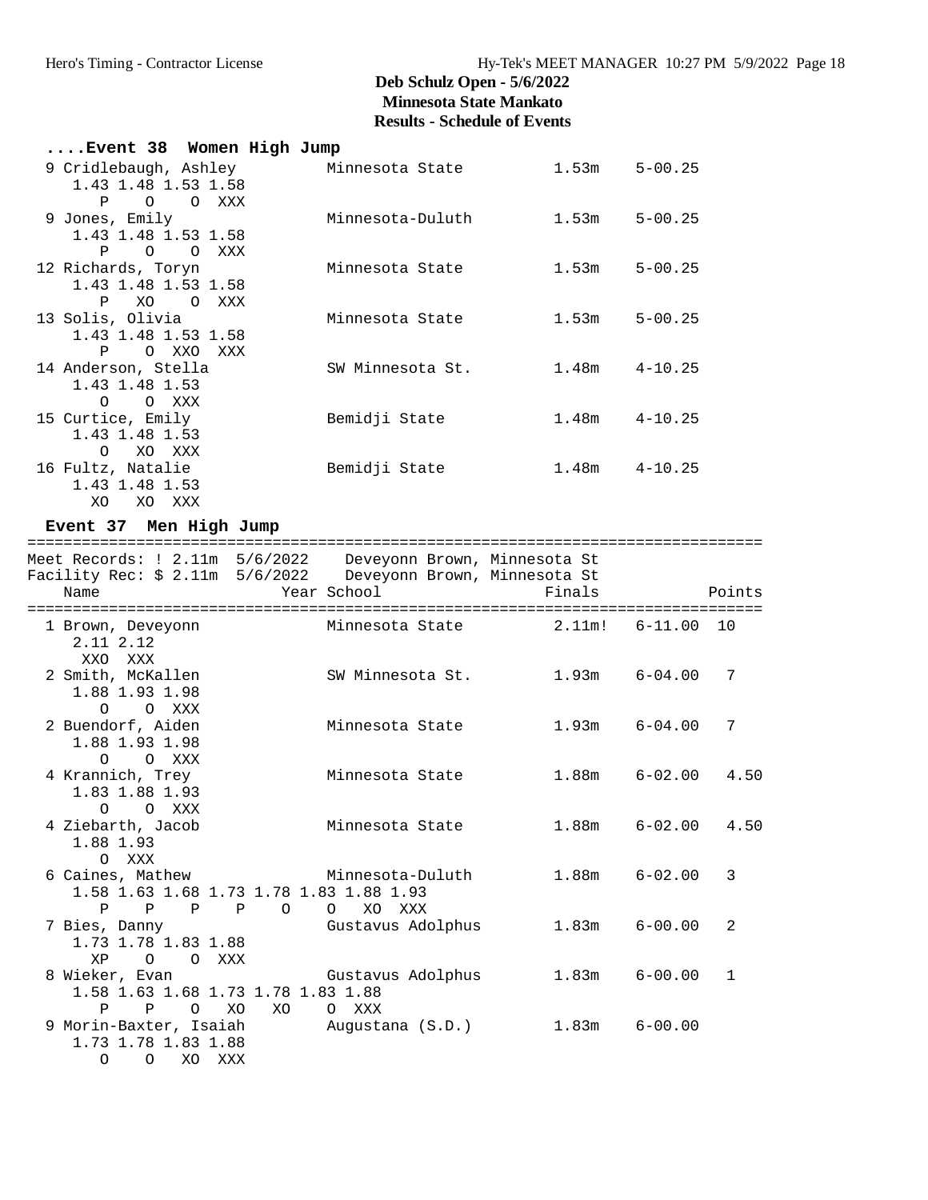# Deb Schulz Open - 5/6/2022
## Minnesota State Mankato
### Results - Schedule of Events

```
....Event 38  Women High Jump
  9 Cridlebaugh, Ashley         Minnesota State          1.53m    5-00.25
     1.43 1.48 1.53 1.58
        P    O    O  XXX
  9 Jones, Emily                Minnesota-Duluth         1.53m    5-00.25
     1.43 1.48 1.53 1.58
        P    O    O  XXX
 12 Richards, Toryn             Minnesota State          1.53m    5-00.25
     1.43 1.48 1.53 1.58
        P   XO    O  XXX
 13 Solis, Olivia               Minnesota State          1.53m    5-00.25
     1.43 1.48 1.53 1.58
        P    O  XXO  XXX
 14 Anderson, Stella            SW Minnesota St.         1.48m    4-10.25
     1.43 1.48 1.53
        O    O  XXX
 15 Curtice, Emily              Bemidji State            1.48m    4-10.25
     1.43 1.48 1.53
        O   XO  XXX
 16 Fultz, Natalie              Bemidji State            1.48m    4-10.25
     1.43 1.48 1.53
       XO   XO  XXX

 Event 37  Men High Jump
===============================================================================
Meet Records: ! 2.11m  5/6/2022    Deveyonn Brown, Minnesota St
Facility Rec: $ 2.11m  5/6/2022    Deveyonn Brown, Minnesota St
    Name                    Year School                  Finals            Points
===============================================================================
  1 Brown, Deveyonn             Minnesota State         2.11m!   6-11.00  10
     2.11 2.12
      XXO  XXX
  2 Smith, McKallen             SW Minnesota St.         1.93m    6-04.00   7
     1.88 1.93 1.98
        O    O  XXX
  2 Buendorf, Aiden             Minnesota State          1.93m    6-04.00   7
     1.88 1.93 1.98
        O    O  XXX
  4 Krannich, Trey              Minnesota State          1.88m    6-02.00   4.50
     1.83 1.88 1.93
        O    O  XXX
  4 Ziebarth, Jacob             Minnesota State          1.88m    6-02.00   4.50
     1.88 1.93
        O  XXX
  6 Caines, Mathew              Minnesota-Duluth         1.88m    6-02.00   3
     1.58 1.63 1.68 1.73 1.78 1.83 1.88 1.93
        P    P    P    P    O    O   XO  XXX
  7 Bies, Danny                 Gustavus Adolphus        1.83m    6-00.00   2
     1.73 1.78 1.83 1.88
       XP    O    O  XXX
  8 Wieker, Evan                Gustavus Adolphus        1.83m    6-00.00   1
     1.58 1.63 1.68 1.73 1.78 1.83 1.88
        P    P    O   XO   XO    O  XXX
  9 Morin-Baxter, Isaiah        Augustana (S.D.)         1.83m    6-00.00
     1.73 1.78 1.83 1.88
        O    O   XO  XXX
```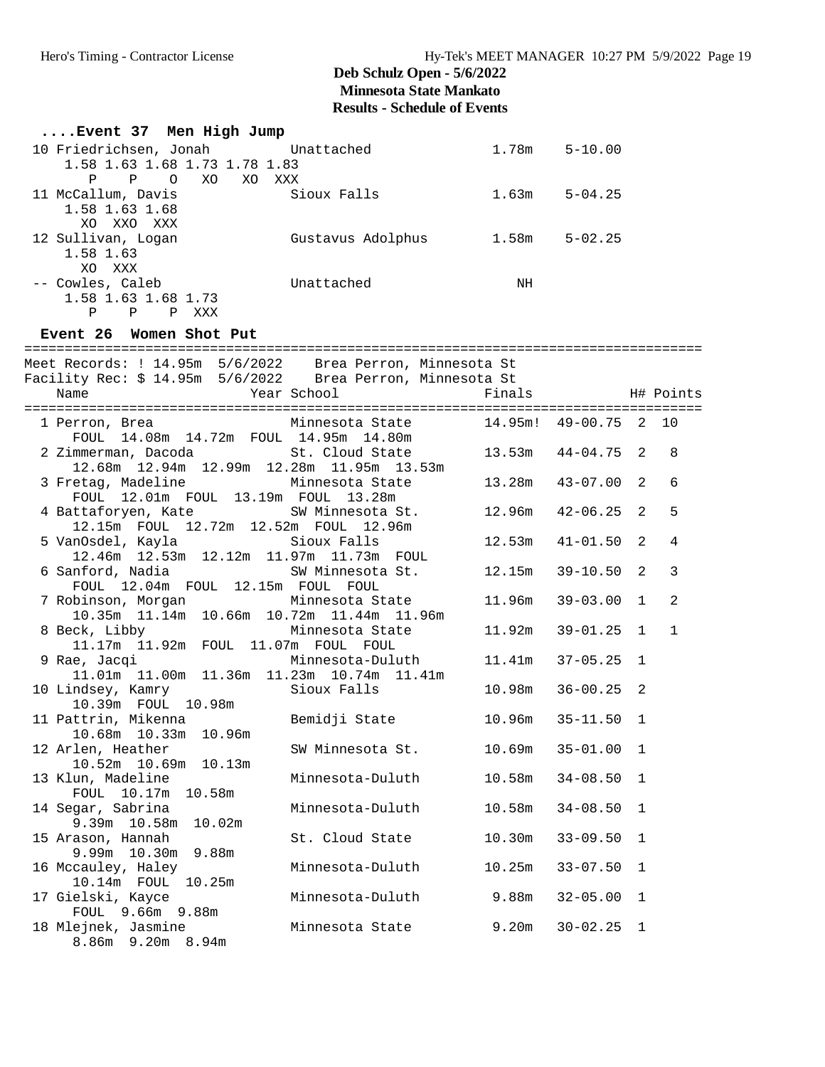# Deb Schulz Open - 5/6/2022

**Minnesota State Mankato**

**Results - Schedule of Events**

### ....Event 37 Men High Jump

```
 10 Friedrichsen, Jonah        Unattached              1.78m    5-10.00
     1.58 1.63 1.68 1.73 1.78 1.83
        P    P    O   XO   XO  XXX
 11 McCallum, Davis            Sioux Falls             1.63m    5-04.25
     1.58 1.63 1.68
       XO  XXO  XXX
 12 Sullivan, Logan            Gustavus Adolphus       1.58m    5-02.25
     1.58 1.63
       XO  XXX
 -- Cowles, Caleb              Unattached                 NH
     1.58 1.63 1.68 1.73
        P    P    P  XXX
```

### Event 26 Women Shot Put

```
===================================================================================
Meet Records: ! 14.95m  5/6/2022    Brea Perron, Minnesota St
Facility Rec: $ 14.95m  5/6/2022    Brea Perron, Minnesota St
    Name                    Year School                 Finals            H# Points
===================================================================================
  1 Perron, Brea                 Minnesota State        14.95m!  49-00.75  2  10
      FOUL  14.08m  14.72m  FOUL  14.95m  14.80m
  2 Zimmerman, Dacoda            St. Cloud State        13.53m   44-04.75  2   8
      12.68m  12.94m  12.99m  12.28m  11.95m  13.53m
  3 Fretag, Madeline             Minnesota State        13.28m   43-07.00  2   6
      FOUL  12.01m  FOUL  13.19m  FOUL  13.28m
  4 Battaforyen, Kate            SW Minnesota St.       12.96m   42-06.25  2   5
      12.15m  FOUL  12.72m  12.52m  FOUL  12.96m
  5 VanOsdel, Kayla              Sioux Falls            12.53m   41-01.50  2   4
      12.46m  12.53m  12.12m  11.97m  11.73m  FOUL
  6 Sanford, Nadia               SW Minnesota St.       12.15m   39-10.50  2   3
      FOUL  12.04m  FOUL  12.15m  FOUL  FOUL
  7 Robinson, Morgan             Minnesota State        11.96m   39-03.00  1   2
      10.35m  11.14m  10.66m  10.72m  11.44m  11.96m
  8 Beck, Libby                  Minnesota State        11.92m   39-01.25  1   1
      11.17m  11.92m  FOUL  11.07m  FOUL  FOUL
  9 Rae, Jacqi                   Minnesota-Duluth       11.41m   37-05.25  1
      11.01m  11.00m  11.36m  11.23m  10.74m  11.41m
 10 Lindsey, Kamry               Sioux Falls            10.98m   36-00.25  2
      10.39m  FOUL  10.98m
 11 Pattrin, Mikenna             Bemidji State          10.96m   35-11.50  1
      10.68m  10.33m  10.96m
 12 Arlen, Heather               SW Minnesota St.       10.69m   35-01.00  1
      10.52m  10.69m  10.13m
 13 Klun, Madeline               Minnesota-Duluth       10.58m   34-08.50  1
      FOUL  10.17m  10.58m
 14 Segar, Sabrina               Minnesota-Duluth       10.58m   34-08.50  1
      9.39m  10.58m  10.02m
 15 Arason, Hannah               St. Cloud State        10.30m   33-09.50  1
      9.99m  10.30m  9.88m
 16 Mccauley, Haley              Minnesota-Duluth       10.25m   33-07.50  1
      10.14m  FOUL  10.25m
 17 Gielski, Kayce               Minnesota-Duluth        9.88m   32-05.00  1
      FOUL  9.66m  9.88m
 18 Mlejnek, Jasmine             Minnesota State         9.20m   30-02.25  1
      8.86m  9.20m  8.94m
```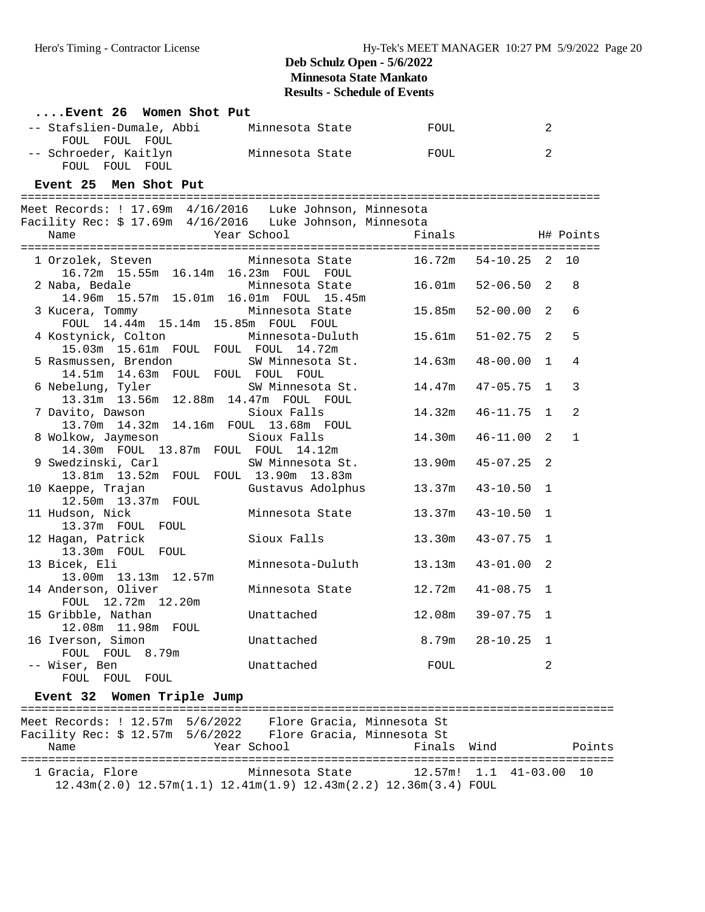**Deb Schulz Open - 5/6/2022**
**Minnesota State Mankato**
**Results - Schedule of Events**

### ....Event 26 Women Shot Put

| Place | Name | School | Finals | | H# | Points |
|---|---|---|---|---|---|---|
| -- | Stafslien-Dumale, Abbi | Minnesota State | FOUL | | 2 | |
| | FOUL FOUL FOUL | | | | | |
| -- | Schroeder, Kaitlyn | Minnesota State | FOUL | | 2 | |
| | FOUL FOUL FOUL | | | | | |

### Event 25 Men Shot Put

Meet Records: ! 17.69m 4/16/2016 Luke Johnson, Minnesota
Facility Rec: $ 17.69m 4/16/2016 Luke Johnson, Minnesota

| Place | Name | Year School | Finals | | H# | Points |
|---|---|---|---|---|---|---|
| 1 | Orzolek, Steven | Minnesota State | 16.72m | 54-10.25 | 2 | 10 |
| | 16.72m 15.55m 16.14m 16.23m FOUL FOUL | | | | | |
| 2 | Naba, Bedale | Minnesota State | 16.01m | 52-06.50 | 2 | 8 |
| | 14.96m 15.57m 15.01m 16.01m FOUL 15.45m | | | | | |
| 3 | Kucera, Tommy | Minnesota State | 15.85m | 52-00.00 | 2 | 6 |
| | FOUL 14.44m 15.14m 15.85m FOUL FOUL | | | | | |
| 4 | Kostynick, Colton | Minnesota-Duluth | 15.61m | 51-02.75 | 2 | 5 |
| | 15.03m 15.61m FOUL FOUL FOUL 14.72m | | | | | |
| 5 | Rasmussen, Brendon | SW Minnesota St. | 14.63m | 48-00.00 | 1 | 4 |
| | 14.51m 14.63m FOUL FOUL FOUL FOUL | | | | | |
| 6 | Nebelung, Tyler | SW Minnesota St. | 14.47m | 47-05.75 | 1 | 3 |
| | 13.31m 13.56m 12.88m 14.47m FOUL FOUL | | | | | |
| 7 | Davito, Dawson | Sioux Falls | 14.32m | 46-11.75 | 1 | 2 |
| | 13.70m 14.32m 14.16m FOUL 13.68m FOUL | | | | | |
| 8 | Wolkow, Jaymeson | Sioux Falls | 14.30m | 46-11.00 | 2 | 1 |
| | 14.30m FOUL 13.87m FOUL FOUL 14.12m | | | | | |
| 9 | Swedzinski, Carl | SW Minnesota St. | 13.90m | 45-07.25 | 2 | |
| | 13.81m 13.52m FOUL FOUL 13.90m 13.83m | | | | | |
| 10 | Kaeppe, Trajan | Gustavus Adolphus | 13.37m | 43-10.50 | 1 | |
| | 12.50m 13.37m FOUL | | | | | |
| 11 | Hudson, Nick | Minnesota State | 13.37m | 43-10.50 | 1 | |
| | 13.37m FOUL FOUL | | | | | |
| 12 | Hagan, Patrick | Sioux Falls | 13.30m | 43-07.75 | 1 | |
| | 13.30m FOUL FOUL | | | | | |
| 13 | Bicek, Eli | Minnesota-Duluth | 13.13m | 43-01.00 | 2 | |
| | 13.00m 13.13m 12.57m | | | | | |
| 14 | Anderson, Oliver | Minnesota State | 12.72m | 41-08.75 | 1 | |
| | FOUL 12.72m 12.20m | | | | | |
| 15 | Gribble, Nathan | Unattached | 12.08m | 39-07.75 | 1 | |
| | 12.08m 11.98m FOUL | | | | | |
| 16 | Iverson, Simon | Unattached | 8.79m | 28-10.25 | 1 | |
| | FOUL FOUL 8.79m | | | | | |
| -- | Wiser, Ben | Unattached | FOUL | | 2 | |
| | FOUL FOUL FOUL | | | | | |

### Event 32 Women Triple Jump

Meet Records: ! 12.57m 5/6/2022 Flore Gracia, Minnesota St
Facility Rec: $ 12.57m 5/6/2022 Flore Gracia, Minnesota St

| Place | Name | Year School | Finals | Wind | | Points |
|---|---|---|---|---|---|---|
| 1 | Gracia, Flore | Minnesota State | 12.57m! | 1.1 | 41-03.00 | 10 |
| | 12.43m(2.0) 12.57m(1.1) 12.41m(1.9) 12.43m(2.2) 12.36m(3.4) FOUL | | | | | |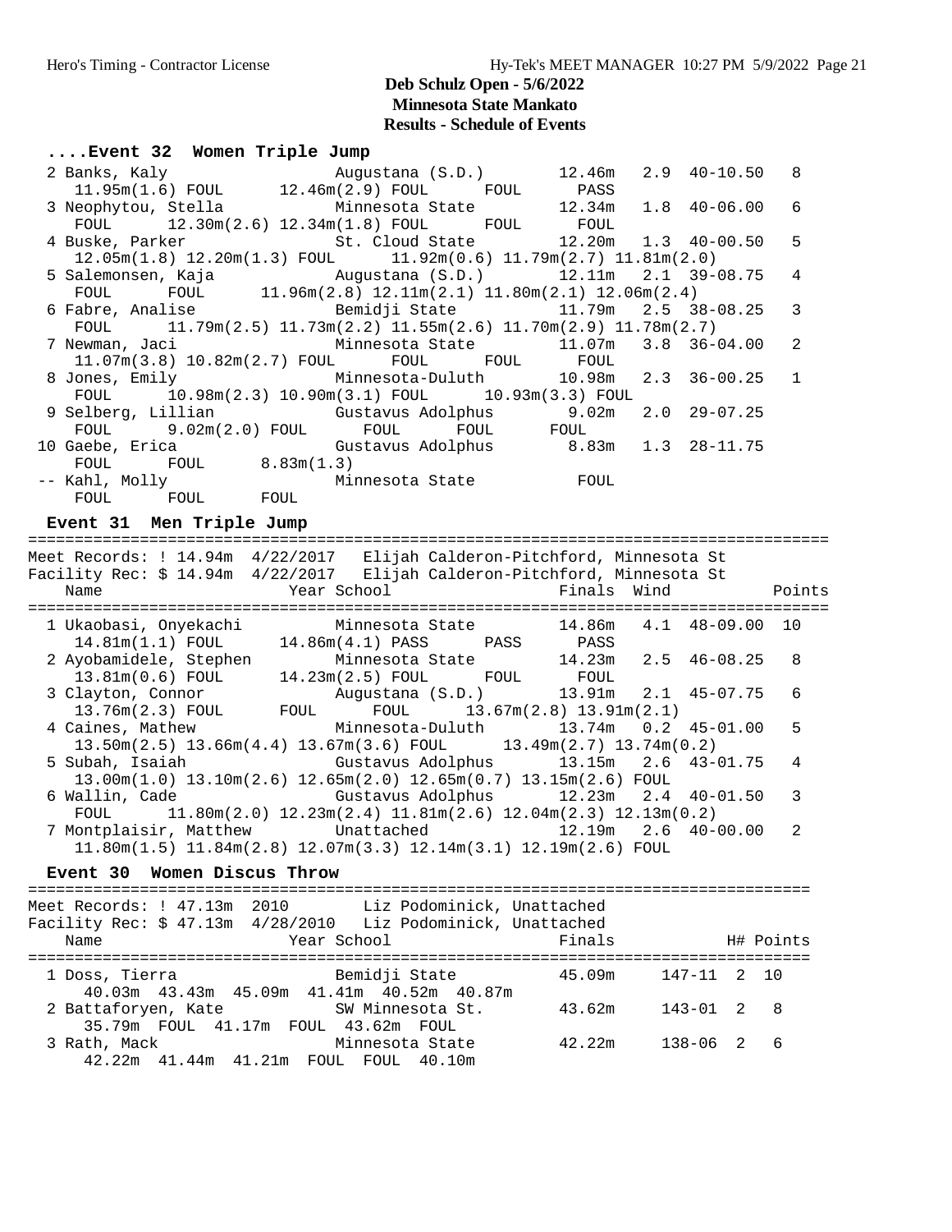# Deb Schulz Open - 5/6/2022

## Minnesota State Mankato

## Results - Schedule of Events

### ....Event 32 Women Triple Jump

```
  2 Banks, Kaly                 Augustana (S.D.)        12.46m   2.9  40-10.50   8
     11.95m(1.6) FOUL      12.46m(2.9) FOUL      FOUL       PASS
  3 Neophytou, Stella          Minnesota State         12.34m   1.8  40-06.00   6
     FOUL      12.30m(2.6) 12.34m(1.8) FOUL      FOUL       FOUL
  4 Buske, Parker              St. Cloud State         12.20m   1.3  40-00.50   5
     12.05m(1.8) 12.20m(1.3) FOUL      11.92m(0.6) 11.79m(2.7) 11.81m(2.0)
  5 Salemonsen, Kaja           Augustana (S.D.)        12.11m   2.1  39-08.75   4
     FOUL      FOUL      11.96m(2.8) 12.11m(2.1) 11.80m(2.1) 12.06m(2.4)
  6 Fabre, Analise             Bemidji State           11.79m   2.5  38-08.25   3
     FOUL      11.79m(2.5) 11.73m(2.2) 11.55m(2.6) 11.70m(2.9) 11.78m(2.7)
  7 Newman, Jaci               Minnesota State         11.07m   3.8  36-04.00   2
     11.07m(3.8) 10.82m(2.7) FOUL      FOUL      FOUL       FOUL
  8 Jones, Emily               Minnesota-Duluth        10.98m   2.3  36-00.25   1
     FOUL      10.98m(2.3) 10.90m(3.1) FOUL      10.93m(3.3) FOUL
  9 Selberg, Lillian           Gustavus Adolphus        9.02m   2.0  29-07.25
     FOUL       9.02m(2.0) FOUL      FOUL      FOUL       FOUL
 10 Gaebe, Erica               Gustavus Adolphus        8.83m   1.3  28-11.75
     FOUL      FOUL       8.83m(1.3)
 -- Kahl, Molly                Minnesota State           FOUL
     FOUL      FOUL      FOUL
```

### Event 31 Men Triple Jump

```
=====================================================================================
Meet Records: ! 14.94m  4/22/2017   Elijah Calderon-Pitchford, Minnesota St
Facility Rec: $ 14.94m  4/22/2017   Elijah Calderon-Pitchford, Minnesota St
    Name                    Year School                  Finals  Wind           Points
=====================================================================================
  1 Ukaobasi, Onyekachi        Minnesota State         14.86m   4.1  48-09.00  10
     14.81m(1.1) FOUL      14.86m(4.1) PASS      PASS       PASS
  2 Ayobamidele, Stephen       Minnesota State         14.23m   2.5  46-08.25   8
     13.81m(0.6) FOUL      14.23m(2.5) FOUL      FOUL       FOUL
  3 Clayton, Connor            Augustana (S.D.)        13.91m   2.1  45-07.75   6
     13.76m(2.3) FOUL      FOUL      FOUL      13.67m(2.8) 13.91m(2.1)
  4 Caines, Mathew             Minnesota-Duluth        13.74m   0.2  45-01.00   5
     13.50m(2.5) 13.66m(4.4) 13.67m(3.6) FOUL      13.49m(2.7) 13.74m(0.2)
  5 Subah, Isaiah              Gustavus Adolphus       13.15m   2.6  43-01.75   4
     13.00m(1.0) 13.10m(2.6) 12.65m(2.0) 12.65m(0.7) 13.15m(2.6) FOUL
  6 Wallin, Cade               Gustavus Adolphus       12.23m   2.4  40-01.50   3
     FOUL      11.80m(2.0) 12.23m(2.4) 11.81m(2.6) 12.04m(2.3) 12.13m(0.2)
  7 Montplaisir, Matthew       Unattached              12.19m   2.6  40-00.00   2
     11.80m(1.5) 11.84m(2.8) 12.07m(3.3) 12.14m(3.1) 12.19m(2.6) FOUL
```

### Event 30 Women Discus Throw

```
===================================================================================
Meet Records: ! 47.13m  2010        Liz Podominick, Unattached
Facility Rec: $ 47.13m  4/28/2010   Liz Podominick, Unattached
    Name                    Year School                  Finals            H# Points
===================================================================================
  1 Doss, Tierra               Bemidji State           45.09m      147-11  2  10
     40.03m  43.43m  45.09m  41.41m  40.52m  40.87m
  2 Battaforyen, Kate          SW Minnesota St.        43.62m      143-01  2   8
     35.79m  FOUL  41.17m  FOUL  43.62m  FOUL
  3 Rath, Mack                 Minnesota State         42.22m      138-06  2   6
     42.22m  41.44m  41.21m  FOUL  FOUL  40.10m
```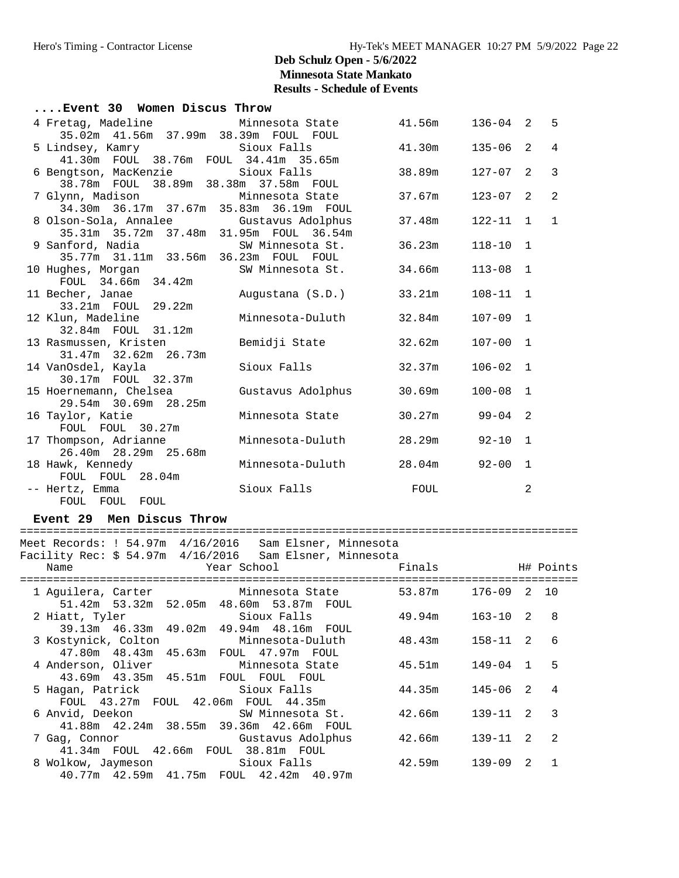# Deb Schulz Open - 5/6/2022
## Minnesota State Mankato
### Results - Schedule of Events

#### ....Event 30 Women Discus Throw

| Place | Name | School | Finals | | H# | Points |
|---|---|---|---|---|---|---|
| 4 | Fretag, Madeline | Minnesota State | 41.56m | 136-04 | 2 | 5 |
| | 35.02m 41.56m 37.99m 38.39m FOUL FOUL | | | | | |
| 5 | Lindsey, Kamry | Sioux Falls | 41.30m | 135-06 | 2 | 4 |
| | 41.30m FOUL 38.76m FOUL 34.41m 35.65m | | | | | |
| 6 | Bengtson, MacKenzie | Sioux Falls | 38.89m | 127-07 | 2 | 3 |
| | 38.78m FOUL 38.89m 38.38m 37.58m FOUL | | | | | |
| 7 | Glynn, Madison | Minnesota State | 37.67m | 123-07 | 2 | 2 |
| | 34.30m 36.17m 37.67m 35.83m 36.19m FOUL | | | | | |
| 8 | Olson-Sola, Annalee | Gustavus Adolphus | 37.48m | 122-11 | 1 | 1 |
| | 35.31m 35.72m 37.48m 31.95m FOUL 36.54m | | | | | |
| 9 | Sanford, Nadia | SW Minnesota St. | 36.23m | 118-10 | 1 | |
| | 35.77m 31.11m 33.56m 36.23m FOUL FOUL | | | | | |
| 10 | Hughes, Morgan | SW Minnesota St. | 34.66m | 113-08 | 1 | |
| | FOUL 34.66m 34.42m | | | | | |
| 11 | Becher, Janae | Augustana (S.D.) | 33.21m | 108-11 | 1 | |
| | 33.21m FOUL 29.22m | | | | | |
| 12 | Klun, Madeline | Minnesota-Duluth | 32.84m | 107-09 | 1 | |
| | 32.84m FOUL 31.12m | | | | | |
| 13 | Rasmussen, Kristen | Bemidji State | 32.62m | 107-00 | 1 | |
| | 31.47m 32.62m 26.73m | | | | | |
| 14 | VanOsdel, Kayla | Sioux Falls | 32.37m | 106-02 | 1 | |
| | 30.17m FOUL 32.37m | | | | | |
| 15 | Hoernemann, Chelsea | Gustavus Adolphus | 30.69m | 100-08 | 1 | |
| | 29.54m 30.69m 28.25m | | | | | |
| 16 | Taylor, Katie | Minnesota State | 30.27m | 99-04 | 2 | |
| | FOUL FOUL 30.27m | | | | | |
| 17 | Thompson, Adrianne | Minnesota-Duluth | 28.29m | 92-10 | 1 | |
| | 26.40m 28.29m 25.68m | | | | | |
| 18 | Hawk, Kennedy | Minnesota-Duluth | 28.04m | 92-00 | 1 | |
| | FOUL FOUL 28.04m | | | | | |
| -- | Hertz, Emma | Sioux Falls | FOUL | | 2 | |
| | FOUL FOUL FOUL | | | | | |

#### Event 29 Men Discus Throw

Meet Records: ! 54.97m 4/16/2016 Sam Elsner, Minnesota
Facility Rec: $ 54.97m 4/16/2016 Sam Elsner, Minnesota

| Place | Name | Year School | Finals | | H# | Points |
|---|---|---|---|---|---|---|
| 1 | Aguilera, Carter | Minnesota State | 53.87m | 176-09 | 2 | 10 |
| | 51.42m 53.32m 52.05m 48.60m 53.87m FOUL | | | | | |
| 2 | Hiatt, Tyler | Sioux Falls | 49.94m | 163-10 | 2 | 8 |
| | 39.13m 46.33m 49.02m 49.94m 48.16m FOUL | | | | | |
| 3 | Kostynick, Colton | Minnesota-Duluth | 48.43m | 158-11 | 2 | 6 |
| | 47.80m 48.43m 45.63m FOUL 47.97m FOUL | | | | | |
| 4 | Anderson, Oliver | Minnesota State | 45.51m | 149-04 | 1 | 5 |
| | 43.69m 43.35m 45.51m FOUL FOUL FOUL | | | | | |
| 5 | Hagan, Patrick | Sioux Falls | 44.35m | 145-06 | 2 | 4 |
| | FOUL 43.27m FOUL 42.06m FOUL 44.35m | | | | | |
| 6 | Anvid, Deekon | SW Minnesota St. | 42.66m | 139-11 | 2 | 3 |
| | 41.88m 42.24m 38.55m 39.36m 42.66m FOUL | | | | | |
| 7 | Gag, Connor | Gustavus Adolphus | 42.66m | 139-11 | 2 | 2 |
| | 41.34m FOUL 42.66m FOUL 38.81m FOUL | | | | | |
| 8 | Wolkow, Jaymeson | Sioux Falls | 42.59m | 139-09 | 2 | 1 |
| | 40.77m 42.59m 41.75m FOUL 42.42m 40.97m | | | | | |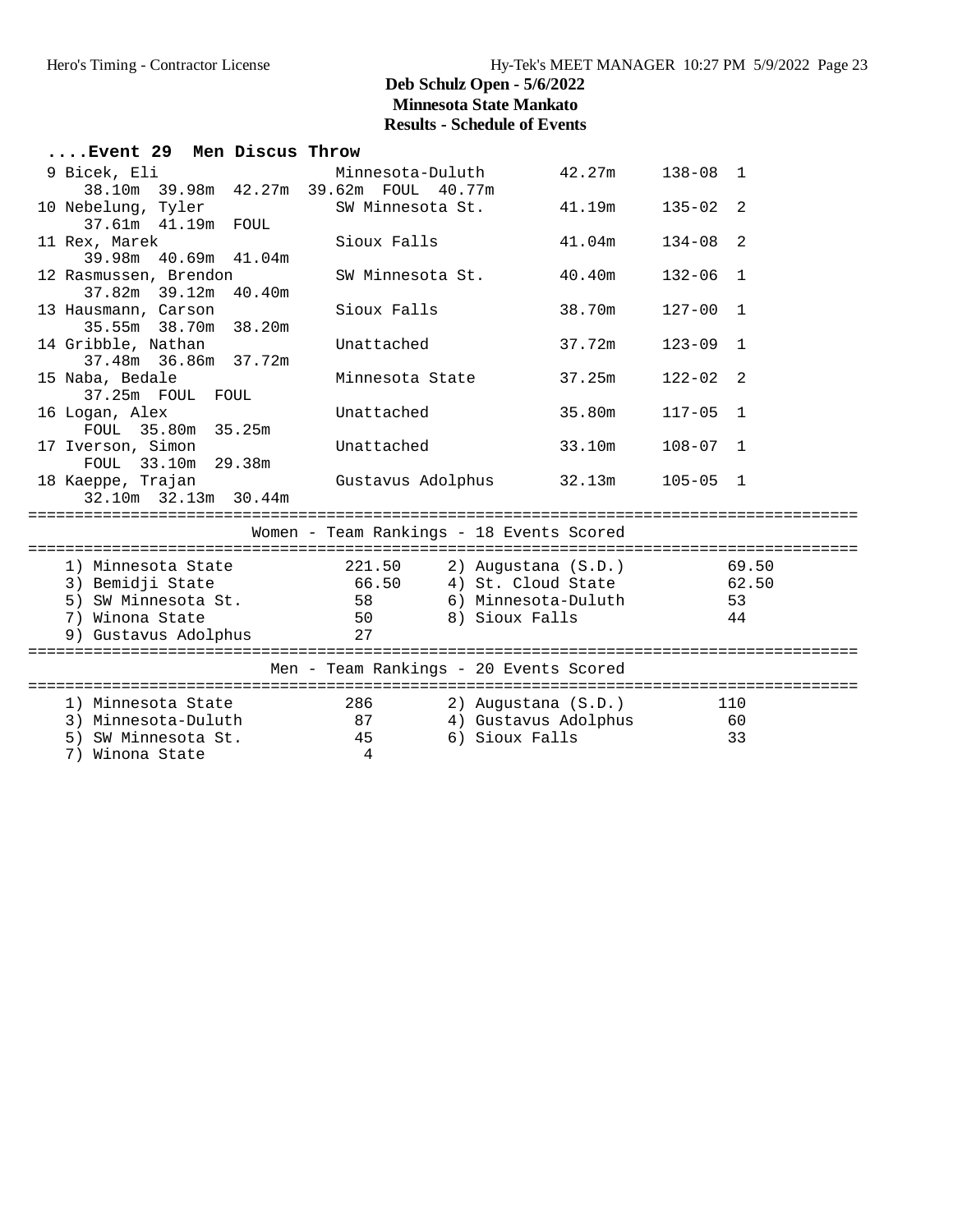# Deb Schulz Open - 5/6/2022
## Minnesota State Mankato
## Results - Schedule of Events

### ....Event 29 Men Discus Throw

| | | | | | |
|---|---|---|---|---|---|
| 9 | Bicek, Eli | Minnesota-Duluth | 42.27m | 138-08 | 1 |
| | 38.10m 39.98m 42.27m 39.62m FOUL 40.77m | | | | |
| 10 | Nebelung, Tyler | SW Minnesota St. | 41.19m | 135-02 | 2 |
| | 37.61m 41.19m FOUL | | | | |
| 11 | Rex, Marek | Sioux Falls | 41.04m | 134-08 | 2 |
| | 39.98m 40.69m 41.04m | | | | |
| 12 | Rasmussen, Brendon | SW Minnesota St. | 40.40m | 132-06 | 1 |
| | 37.82m 39.12m 40.40m | | | | |
| 13 | Hausmann, Carson | Sioux Falls | 38.70m | 127-00 | 1 |
| | 35.55m 38.70m 38.20m | | | | |
| 14 | Gribble, Nathan | Unattached | 37.72m | 123-09 | 1 |
| | 37.48m 36.86m 37.72m | | | | |
| 15 | Naba, Bedale | Minnesota State | 37.25m | 122-02 | 2 |
| | 37.25m FOUL FOUL | | | | |
| 16 | Logan, Alex | Unattached | 35.80m | 117-05 | 1 |
| | FOUL 35.80m 35.25m | | | | |
| 17 | Iverson, Simon | Unattached | 33.10m | 108-07 | 1 |
| | FOUL 33.10m 29.38m | | | | |
| 18 | Kaeppe, Trajan | Gustavus Adolphus | 32.13m | 105-05 | 1 |
| | 32.10m 32.13m 30.44m | | | | |

### Women - Team Rankings - 18 Events Scored

| | | | |
|---|---|---|---|
| 1) Minnesota State | 221.50 | 2) Augustana (S.D.) | 69.50 |
| 3) Bemidji State | 66.50 | 4) St. Cloud State | 62.50 |
| 5) SW Minnesota St. | 58 | 6) Minnesota-Duluth | 53 |
| 7) Winona State | 50 | 8) Sioux Falls | 44 |
| 9) Gustavus Adolphus | 27 | | |

### Men - Team Rankings - 20 Events Scored

| | | | |
|---|---|---|---|
| 1) Minnesota State | 286 | 2) Augustana (S.D.) | 110 |
| 3) Minnesota-Duluth | 87 | 4) Gustavus Adolphus | 60 |
| 5) SW Minnesota St. | 45 | 6) Sioux Falls | 33 |
| 7) Winona State | 4 | | |